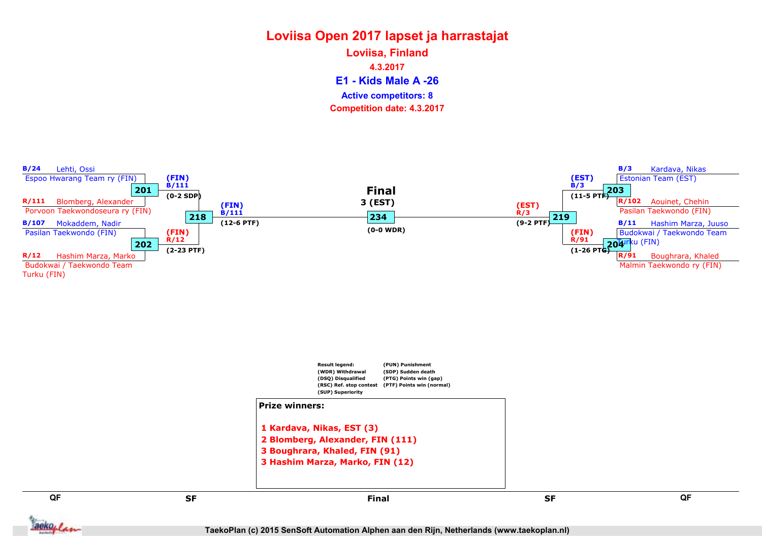# Loviisa Open 2017 lapset ja harrastajat

## Loviisa, Finland

**4.3.2017**

### E1 - Kids Male A -26

**Active competitors: 8**

**Competition date: 4.3.2017**

B/24 Lehti, Ossi
Espoo Hwarang Team ry (FIN)

201 — (FIN) B/111 (0-2 SDP)

R/111 Blomberg, Alexander
Porvoon Taekwondoseura ry (FIN)

218 — (FIN) B/111 (12-6 PTF)

B/107 Mokaddem, Nadir
Pasilan Taekwondo (FIN)

202 — (FIN) R/12 (2-23 PTF)

R/12 Hashim Marza, Marko
Budokwai / Taekwondo Team Turku (FIN)

**Final**
**3 (EST)**
234 (0-0 WDR)

B/3 Kardava, Nikas
Estonian Team (EST)

203 — (EST) B/3 (11-5 PTF)

R/102 Aouinet, Chehin
Pasilan Taekwondo (FIN)

219 — (EST) R/3 (9-2 PTF)

B/11 Hashim Marza, Juuso
Budokwai / Taekwondo Team Turku (FIN)

204 — (FIN) R/91 (1-26 PTG)

R/91 Boughrara, Khaled
Malmin Taekwondo ry (FIN)

Result legend:
(WDR) Withdrawal
(DSQ) Disqualified
(RSC) Ref. stop contest
(SUP) Superiority
(PUN) Punishment
(SDP) Sudden death
(PTG) Points win (gap)
(PTF) Points win (normal)

**Prize winners:**

1 Kardava, Nikas, EST (3)
2 Blomberg, Alexander, FIN (111)
3 Boughrara, Khaled, FIN (91)
3 Hashim Marza, Marko, FIN (12)

QF | SF | Final | SF | QF

TaekoPlan (c) 2015 SenSoft Automation Alphen aan den Rijn, Netherlands (www.taekoplan.nl)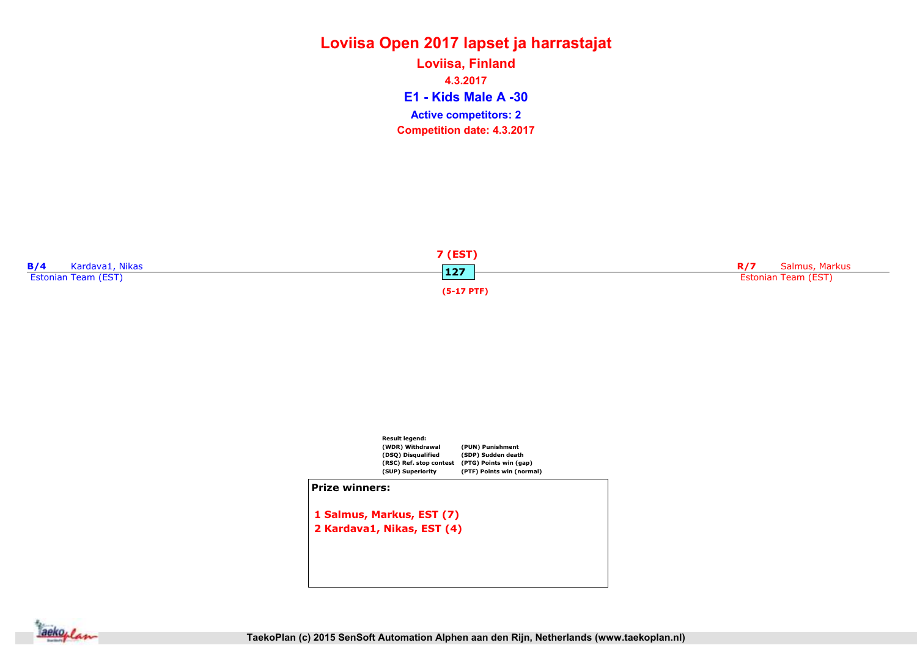# Loviisa Open 2017 lapset ja harrastajat

## Loviisa, Finland

4.3.2017

## E1 - Kids Male A -30

**Active competitors: 2**

**Competition date: 4.3.2017**

**B/4** Kardava1, Nikas
Estonian Team (EST)

**7 (EST)**

**127**

**(5-17 PTF)**

**R/7** Salmus, Markus
Estonian Team (EST)

**Result legend:**

| | |
|---|---|
| (WDR) Withdrawal | (PUN) Punishment |
| (DSQ) Disqualified | (SDP) Sudden death |
| (RSC) Ref. stop contest | (PTG) Points win (gap) |
| (SUP) Superiority | (PTF) Points win (normal) |

**Prize winners:**

1. Salmus, Markus, EST (7)
2. Kardava1, Nikas, EST (4)

TaekoPlan (c) 2015 SenSoft Automation Alphen aan den Rijn, Netherlands (www.taekoplan.nl)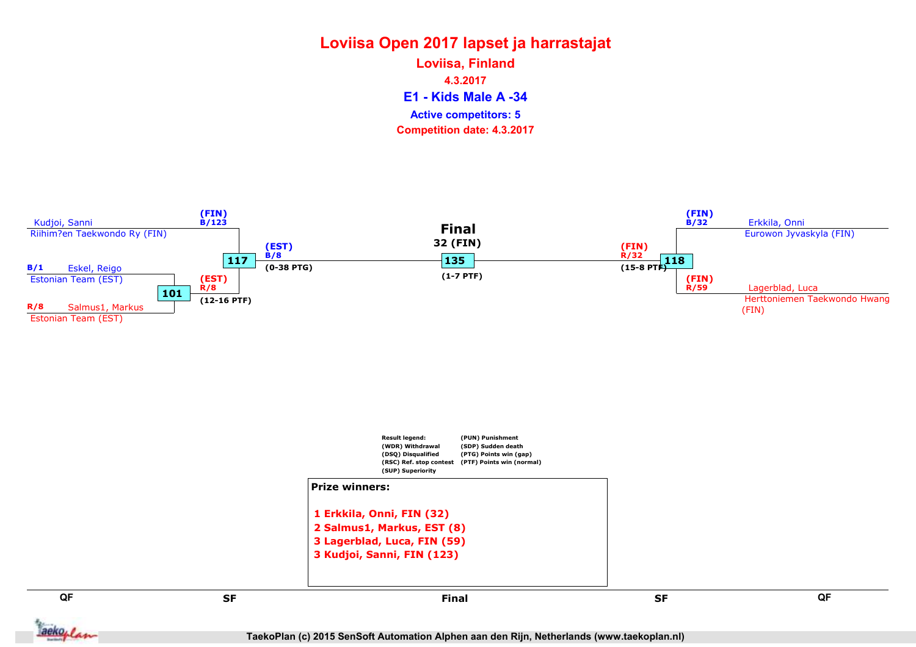# Loviisa Open 2017 lapset ja harrastajat

## Loviisa, Finland

4.3.2017

## E1 - Kids Male A -34

Active competitors: 5

Competition date: 4.3.2017

Kudjoi, Sanni
Riihim?en Taekwondo Ry (FIN)

(FIN)
B/123

117

(EST)
B/8
(0-38 PTG)

B/1 Eskel, Reigo
Estonian Team (EST)

101

(EST)
R/8
(12-16 PTF)

R/8 Salmus1, Markus
Estonian Team (EST)

**Final**
32 (FIN)

135

(1-7 PTF)

(FIN)
B/32
Erkkila, Onni
Eurowon Jyvaskyla (FIN)

(FIN)
R/32
(15-8 PTF)

118

(FIN)
R/59
Lagerblad, Luca
Herttoniemen Taekwondo Hwang (FIN)

Result legend:
(WDR) Withdrawal
(DSQ) Disqualified
(RSC) Ref. stop contest
(SUP) Superiority
(PUN) Punishment
(SDP) Sudden death
(PTG) Points win (gap)
(PTF) Points win (normal)

**Prize winners:**

1. Erkkila, Onni, FIN (32)
2. Salmus1, Markus, EST (8)
3. Lagerblad, Luca, FIN (59)
3. Kudjoi, Sanni, FIN (123)

QF | SF | Final | SF | QF

TaekoPlan (c) 2015 SenSoft Automation Alphen aan den Rijn, Netherlands (www.taekoplan.nl)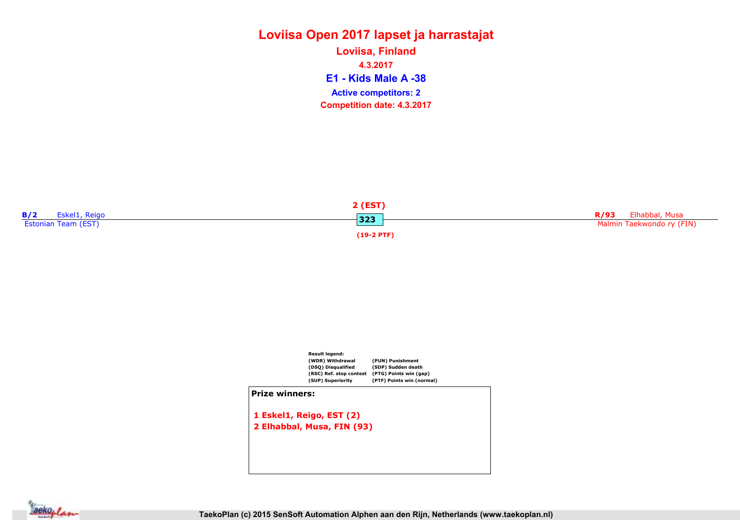# Loviisa Open 2017 lapset ja harrastajat

## Loviisa, Finland

4.3.2017

## E1 - Kids Male A -38

**Active competitors: 2**

**Competition date: 4.3.2017**

**B/2** Eskel1, Reigo
Estonian Team (EST)

**R/93** Elhabbal, Musa
Malmin Taekwondo ry (FIN)

2 (EST)
323
(19-2 PTF)

Result legend:

| | |
|---|---|
| (WDR) Withdrawal | (PUN) Punishment |
| (DSQ) Disqualified | (SDP) Sudden death |
| (RSC) Ref. stop contest | (PTG) Points win (gap) |
| (SUP) Superiority | (PTF) Points win (normal) |

**Prize winners:**

1 Eskel1, Reigo, EST (2)
2 Elhabbal, Musa, FIN (93)

TaekoPlan (c) 2015 SenSoft Automation Alphen aan den Rijn, Netherlands (www.taekoplan.nl)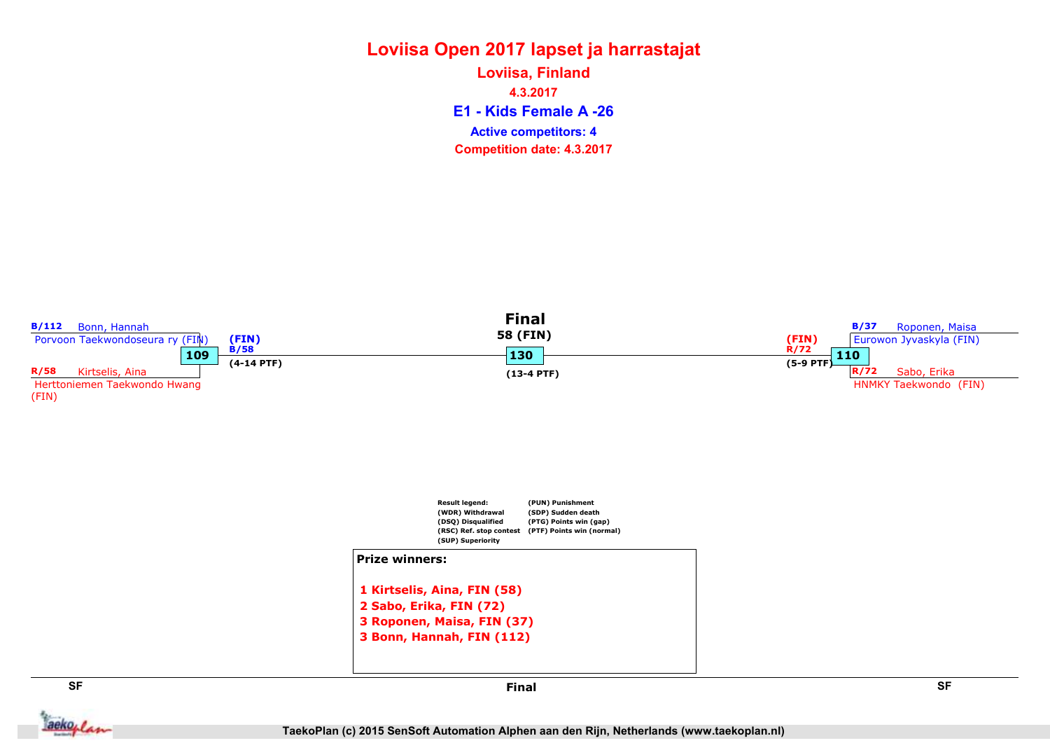# Loviisa Open 2017 lapset ja harrastajat

## Loviisa, Finland

4.3.2017

### E1 - Kids Female A -26

**Active competitors: 4**

**Competition date: 4.3.2017**

**SF**

B/112 Bonn, Hannah
Porvoon Taekwondoseura ry (FIN)

**109**

R/58 Kirtselis, Aina
Herttoniemen Taekwondo Hwang (FIN)

(FIN)
B/58
(4-14 PTF)

**Final**

58 (FIN)

**130**

(13-4 PTF)

**SF**

B/37 Roponen, Maisa
Eurowon Jyvaskyla (FIN)

**110**

R/72 Sabo, Erika
HNMKY Taekwondo (FIN)

(FIN)
R/72
(5-9 PTF)

Result legend:
(WDR) Withdrawal
(DSQ) Disqualified
(RSC) Ref. stop contest
(SUP) Superiority
(PUN) Punishment
(SDP) Sudden death
(PTG) Points win (gap)
(PTF) Points win (normal)

**Prize winners:**

1 Kirtselis, Aina, FIN (58)
2 Sabo, Erika, FIN (72)
3 Roponen, Maisa, FIN (37)
3 Bonn, Hannah, FIN (112)

TaekoPlan (c) 2015 SenSoft Automation Alphen aan den Rijn, Netherlands (www.taekoplan.nl)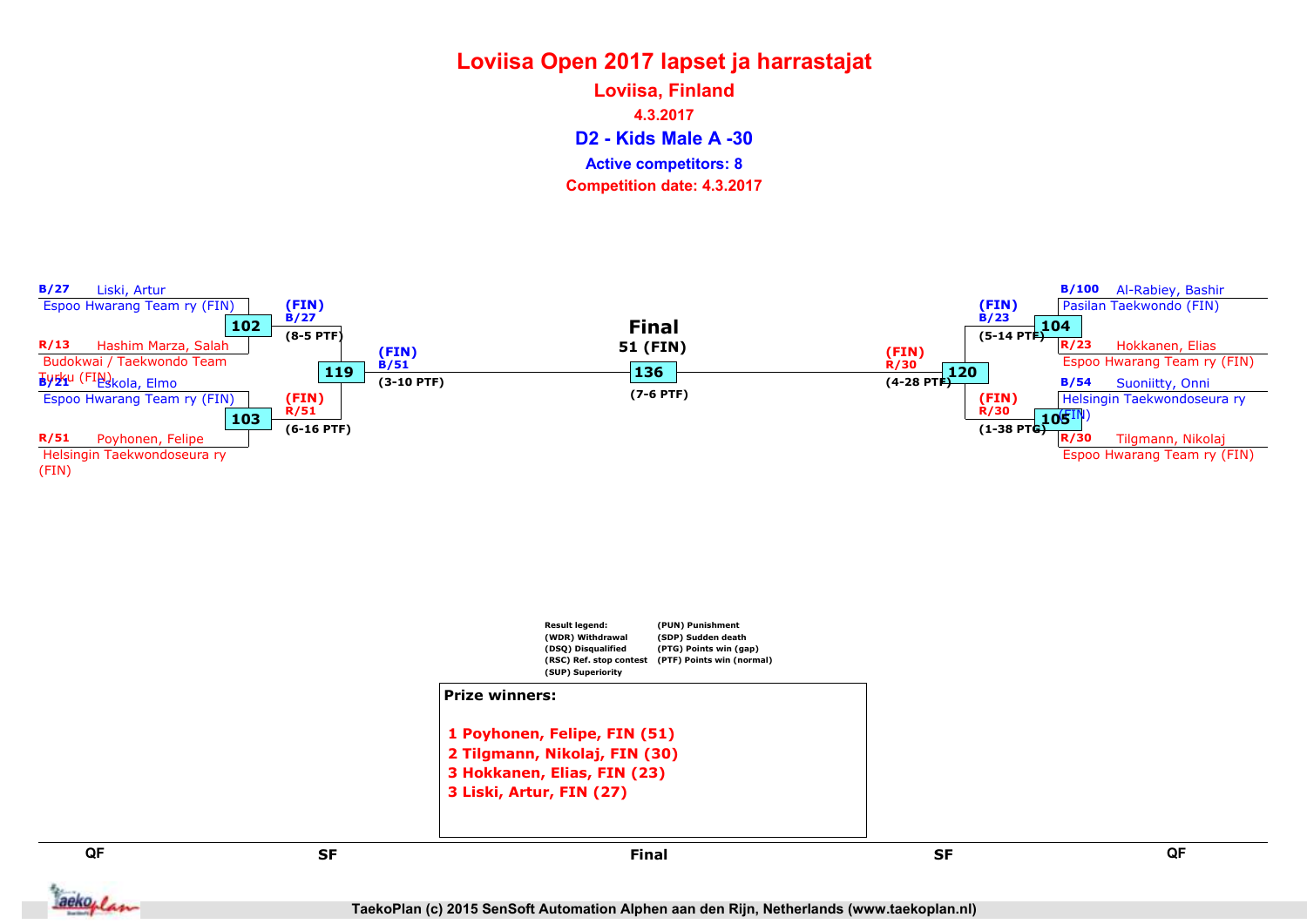# Loviisa Open 2017 lapset ja harrastajat

## Loviisa, Finland

4.3.2017

### D2 - Kids Male A -30

Active competitors: 8

Competition date: 4.3.2017

**QF (left side)**

- B/27 Liski, Artur — Espoo Hwarang Team ry (FIN)
- R/13 Hashim Marza, Salah — Budokwai / Taekwondo Team Turku (FIN)
- Match 102: (FIN) B/27 (8-5 PTF)
- B/21 Eskola, Elmo — Espoo Hwarang Team ry (FIN)
- R/51 Poyhonen, Felipe — Helsingin Taekwondoseura ry (FIN)
- Match 103: (FIN) R/51 (6-16 PTF)

**SF (left side)**

- Match 119: (FIN) B/51 (3-10 PTF)

**Final**

- Match 136: 51 (FIN) (7-6 PTF)

**SF (right side)**

- Match 120: (FIN) R/30 (4-28 PTF)

**QF (right side)**

- B/100 Al-Rabiey, Bashir — Pasilan Taekwondo (FIN)
- R/23 Hokkanen, Elias — Espoo Hwarang Team ry (FIN)
- Match 104: (FIN) B/23 (5-14 PTF)
- B/54 Suoniitty, Onni — Helsingin Taekwondoseura ry (FIN)
- R/30 Tilgmann, Nikolaj — Espoo Hwarang Team ry (FIN)
- Match 105: (FIN) R/30 (1-38 PTG)

Result legend:
(WDR) Withdrawal
(DSQ) Disqualified
(RSC) Ref. stop contest
(SUP) Superiority
(PUN) Punishment
(SDP) Sudden death
(PTG) Points win (gap)
(PTF) Points win (normal)

**Prize winners:**

1 Poyhonen, Felipe, FIN (51)
2 Tilgmann, Nikolaj, FIN (30)
3 Hokkanen, Elias, FIN (23)
3 Liski, Artur, FIN (27)

TaekoPlan (c) 2015 SenSoft Automation Alphen aan den Rijn, Netherlands (www.taekoplan.nl)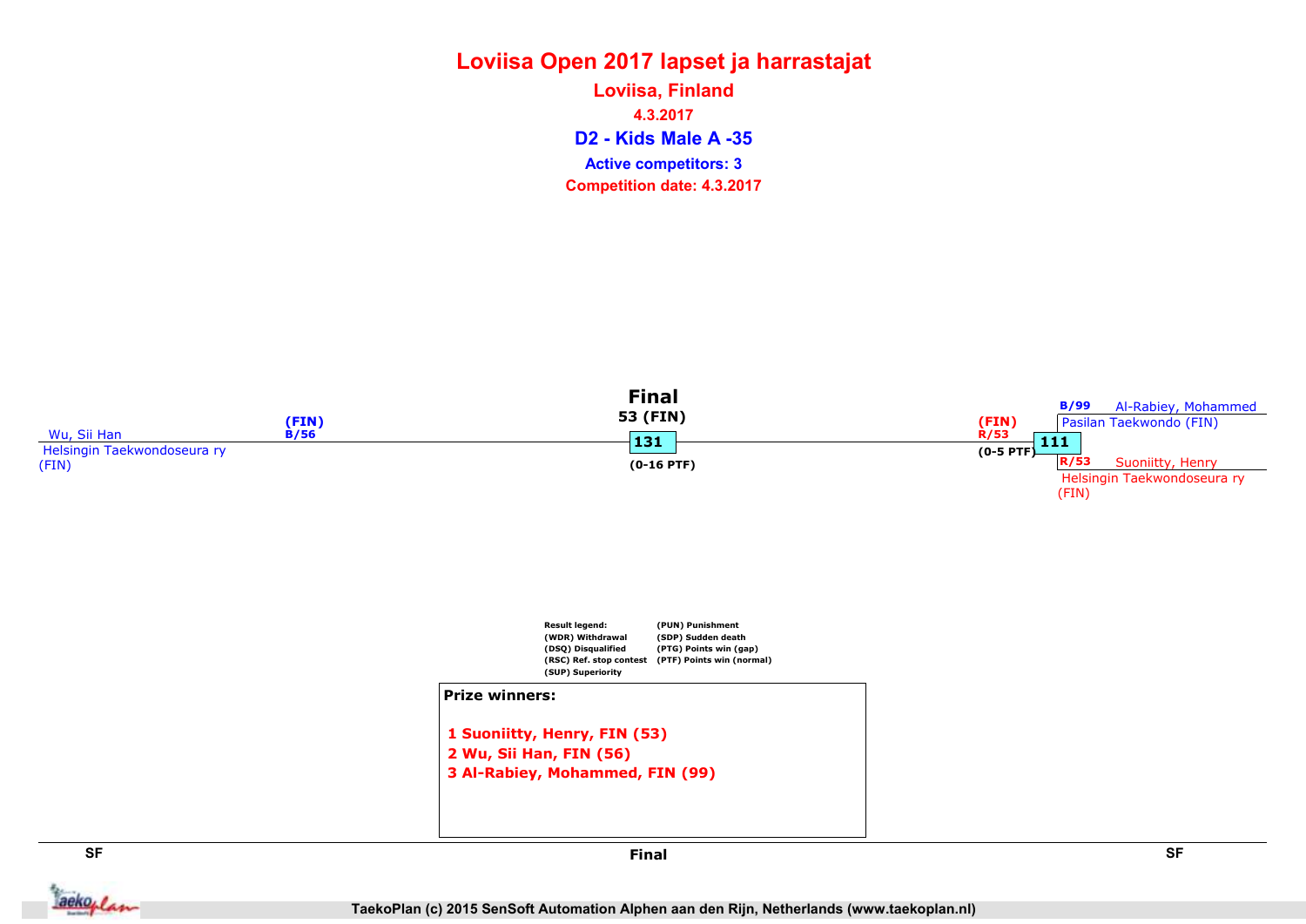# Loviisa Open 2017 lapset ja harrastajat

## Loviisa, Finland

**4.3.2017**

## D2 - Kids Male A -35

**Active competitors: 3**

**Competition date: 4.3.2017**

**Final**

53 (FIN)

Wu, Sii Han
Helsingin Taekwondoseura ry (FIN)
(FIN) B/56

131
(0-16 PTF)

(FIN) R/53
111
(0-5 PTF)

B/99 Al-Rabiey, Mohammed
Pasilan Taekwondo (FIN)

R/53 Suoniitty, Henry
Helsingin Taekwondoseura ry (FIN)

| Result legend: | |
|---|---|
| (WDR) Withdrawal | (PUN) Punishment |
| (DSQ) Disqualified | (SDP) Sudden death |
| (RSC) Ref. stop contest | (PTG) Points win (gap) |
| (SUP) Superiority | (PTF) Points win (normal) |

**Prize winners:**

1 Suoniitty, Henry, FIN (53)
2 Wu, Sii Han, FIN (56)
3 Al-Rabiey, Mohammed, FIN (99)

SF | Final | SF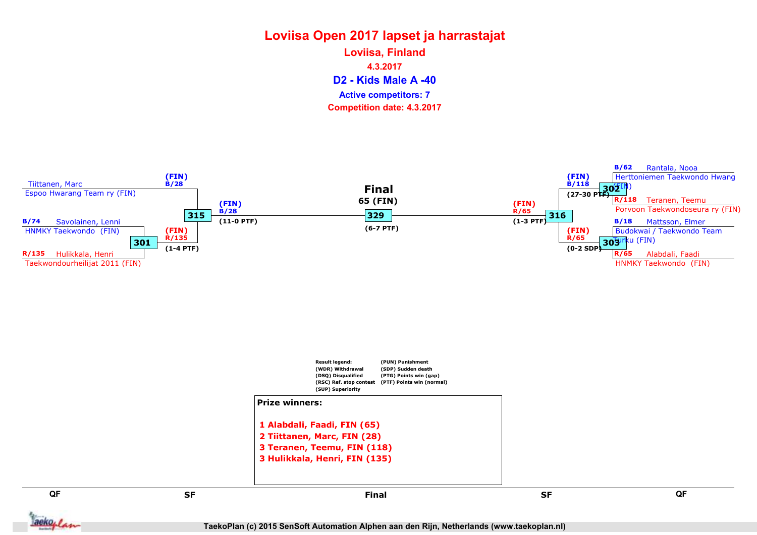# Loviisa Open 2017 lapset ja harrastajat

## Loviisa, Finland

4.3.2017

## D2 - Kids Male A -40

**Active competitors: 7**

**Competition date: 4.3.2017**

B/28 Tiittanen, Marc
Espoo Hwarang Team ry (FIN)

B/74 Savolainen, Lenni
HNMKY Taekwondo (FIN)

R/135 Hulikkala, Henri
Taekwondourheilijat 2011 (FIN)

301: (FIN) R/135 (1-4 PTF)

315: (FIN) B/28 (11-0 PTF)

**Final**
**65 (FIN)**
329 (6-7 PTF)

B/62 Rantala, Nooa
Herttoniemen Taekwondo Hwang (FIN)

R/118 Teranen, Teemu
Porvoon Taekwondoseura ry (FIN)

B/18 Mattsson, Elmer
Budokwai / Taekwondo Team Turku (FIN)

R/65 Alabdali, Faadi
HNMKY Taekwondo (FIN)

302: (FIN) B/118 (27-30 PTF)

303: (FIN) R/65 (0-2 SDP)

316: (FIN) R/65 (1-3 PTF)

Result legend:
(WDR) Withdrawal
(DSQ) Disqualified
(RSC) Ref. stop contest
(SUP) Superiority
(PUN) Punishment
(SDP) Sudden death
(PTG) Points win (gap)
(PTF) Points win (normal)

**Prize winners:**

1 Alabdali, Faadi, FIN (65)
2 Tiittanen, Marc, FIN (28)
3 Teranen, Teemu, FIN (118)
3 Hulikkala, Henri, FIN (135)

QF | SF | Final | SF | QF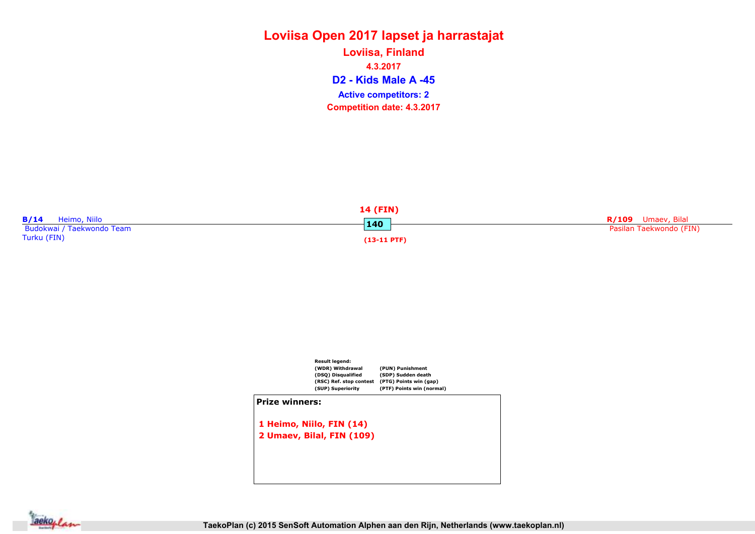# Loviisa Open 2017 lapset ja harrastajat

## Loviisa, Finland

**4.3.2017**

## D2 - Kids Male A -45

**Active competitors: 2**

**Competition date: 4.3.2017**

**B/14** Heimo, Niilo
Budokwai / Taekwondo Team
Turku (FIN)

**14 (FIN)**
**140**
**(13-11 PTF)**

**R/109** Umaev, Bilal
Pasilan Taekwondo (FIN)

**Result legend:**

| | |
|---|---|
| (WDR) Withdrawal | (PUN) Punishment |
| (DSQ) Disqualified | (SDP) Sudden death |
| (RSC) Ref. stop contest | (PTG) Points win (gap) |
| (SUP) Superiority | (PTF) Points win (normal) |

**Prize winners:**

1 Heimo, Niilo, FIN (14)
2 Umaev, Bilal, FIN (109)

TaekoPlan (c) 2015 SenSoft Automation Alphen aan den Rijn, Netherlands (www.taekoplan.nl)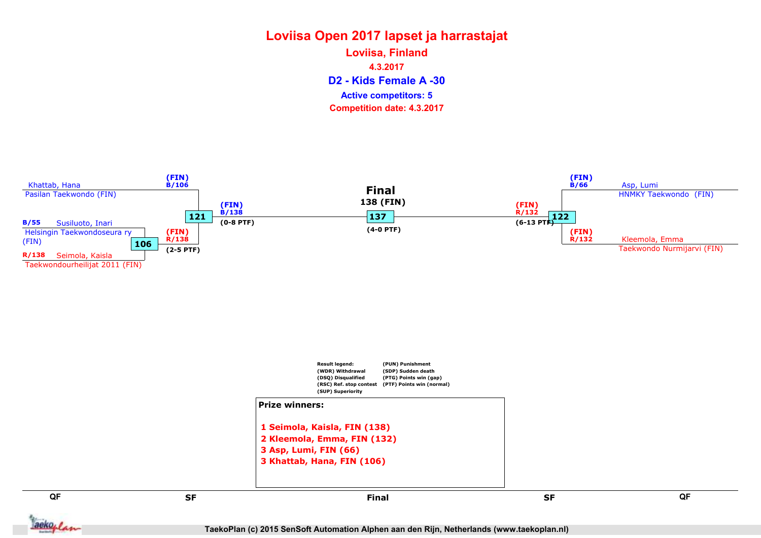# Loviisa Open 2017 lapset ja harrastajat

## Loviisa, Finland

**4.3.2017**

## D2 - Kids Female A -30

**Active competitors: 5**

**Competition date: 4.3.2017**

Khattab, Hana
Pasilan Taekwondo (FIN)

(FIN)
B/106

B/55 Susiluoto, Inari
Helsingin Taekwondoseura ry (FIN)

106

R/138 Seimola, Kaisla
Taekwondourheilijat 2011 (FIN)

(FIN)
R/138
(2-5 PTF)

121

(FIN)
B/138
(0-8 PTF)

**Final**
**138 (FIN)**

137

(4-0 PTF)

(FIN)
R/132
(6-13 PTF)

122

(FIN)
B/66

Asp, Lumi
HNMKY Taekwondo (FIN)

(FIN)
R/132

Kleemola, Emma
Taekwondo Nurmijarvi (FIN)

Result legend:
(WDR) Withdrawal
(DSQ) Disqualified
(RSC) Ref. stop contest
(SUP) Superiority
(PUN) Punishment
(SDP) Sudden death
(PTG) Points win (gap)
(PTF) Points win (normal)

**Prize winners:**

1 Seimola, Kaisla, FIN (138)
2 Kleemola, Emma, FIN (132)
3 Asp, Lumi, FIN (66)
3 Khattab, Hana, FIN (106)

QF | SF | Final | SF | QF

TaekoPlan (c) 2015 SenSoft Automation Alphen aan den Rijn, Netherlands (www.taekoplan.nl)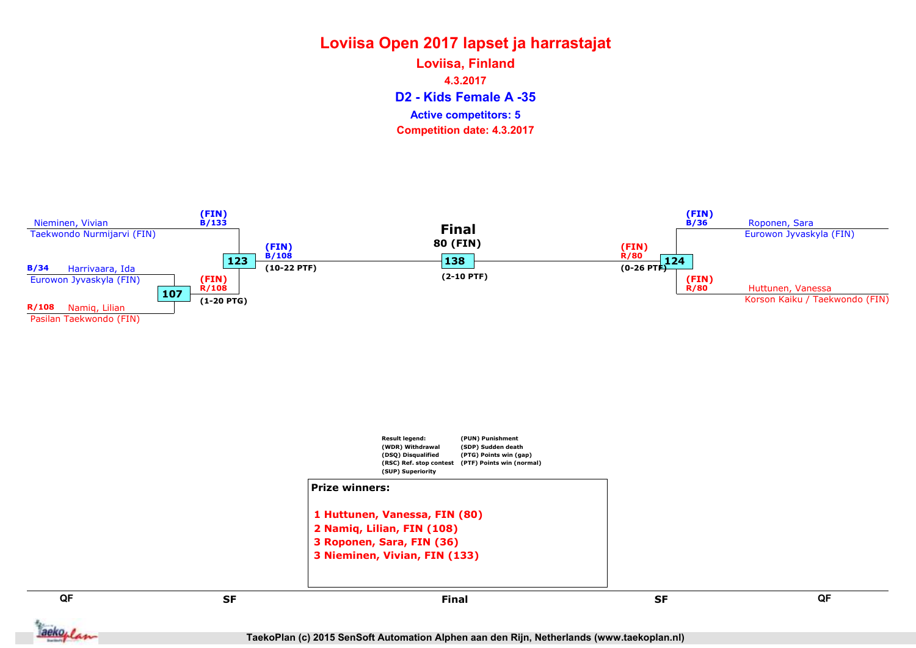# Loviisa Open 2017 lapset ja harrastajat

## Loviisa, Finland

4.3.2017

### D2 - Kids Female A -35

Active competitors: 5

Competition date: 4.3.2017

Nieminen, Vivian
Taekwondo Nurmijarvi (FIN)

B/34 Harrivaara, Ida
Eurowon Jyvaskyla (FIN)

R/108 Namiq, Lilian
Pasilan Taekwondo (FIN)

107 — (FIN) R/108 (1-20 PTG)

123 — (FIN) B/133 / (FIN) B/108 (10-22 PTF)

**Final**
80 (FIN)
138 (2-10 PTF)

124 — (FIN) R/80 (0-26 PTF)

(FIN) B/36 Roponen, Sara
Eurowon Jyvaskyla (FIN)

(FIN) R/80 Huttunen, Vanessa
Korson Kaiku / Taekwondo (FIN)

Result legend:
(WDR) Withdrawal
(DSQ) Disqualified
(RSC) Ref. stop contest
(SUP) Superiority
(PUN) Punishment
(SDP) Sudden death
(PTG) Points win (gap)
(PTF) Points win (normal)

**Prize winners:**

1. Huttunen, Vanessa, FIN (80)
2. Namiq, Lilian, FIN (108)
3. Roponen, Sara, FIN (36)
3. Nieminen, Vivian, FIN (133)

QF | SF | Final | SF | QF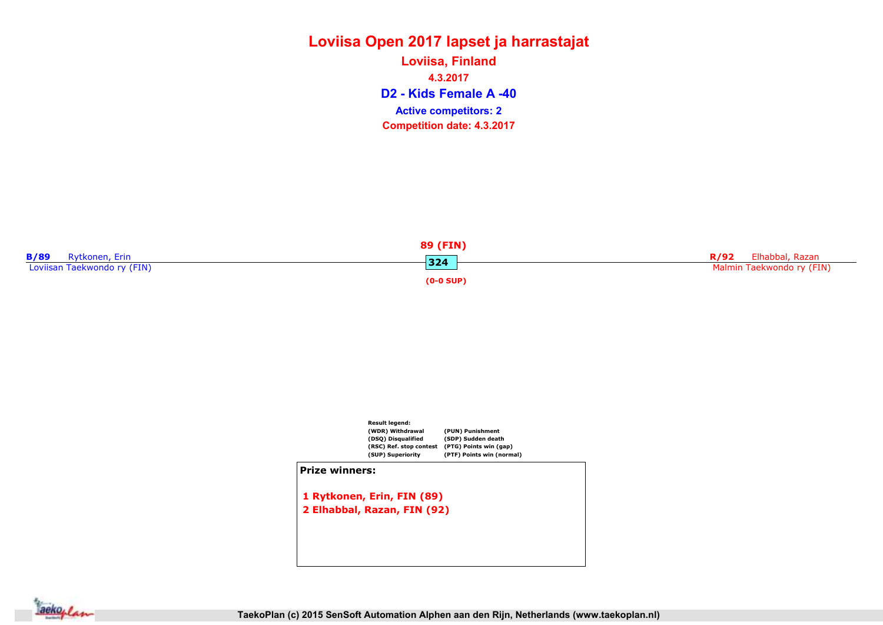# Loviisa Open 2017 lapset ja harrastajat

## Loviisa, Finland

4.3.2017

## D2 - Kids Female A -40

**Active competitors: 2**

**Competition date: 4.3.2017**

**B/89** Rytkonen, Erin
Loviisan Taekwondo ry (FIN)

**89 (FIN)**
**324**
**(0-0 SUP)**

**R/92** Elhabbal, Razan
Malmin Taekwondo ry (FIN)

**Result legend:**

| | |
|---|---|
| (WDR) Withdrawal | (PUN) Punishment |
| (DSQ) Disqualified | (SDP) Sudden death |
| (RSC) Ref. stop contest | (PTG) Points win (gap) |
| (SUP) Superiority | (PTF) Points win (normal) |

**Prize winners:**

1 Rytkonen, Erin, FIN (89)
2 Elhabbal, Razan, FIN (92)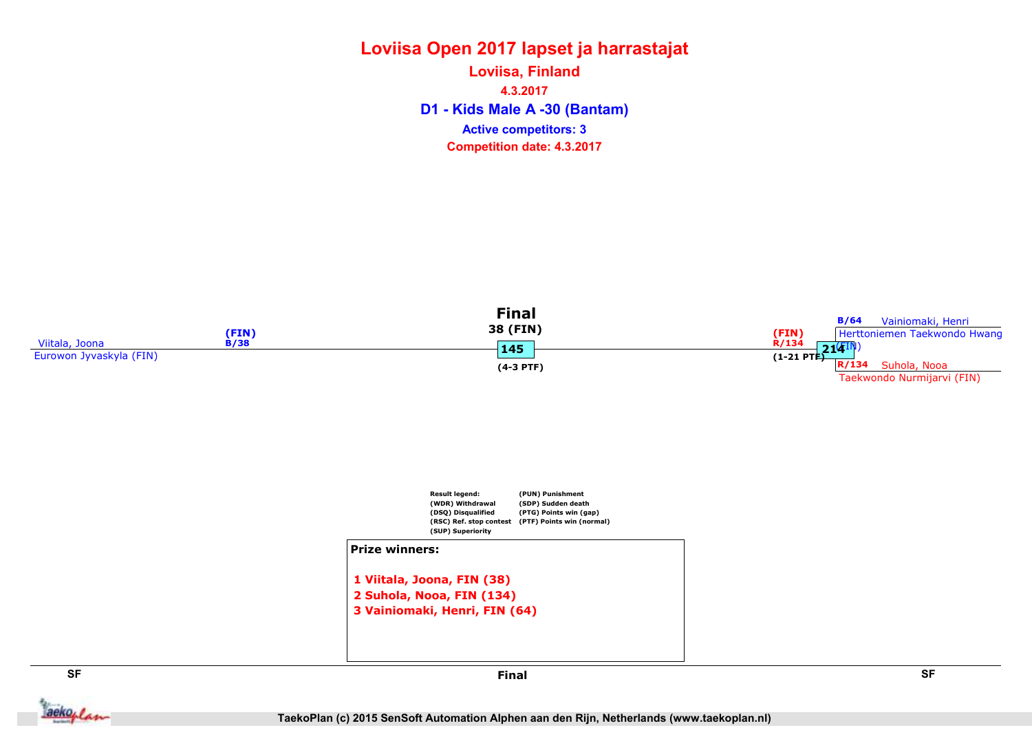# Loviisa Open 2017 lapset ja harrastajat

## Loviisa, Finland

4.3.2017

## D1 - Kids Male A -30 (Bantam)

Active competitors: 3

Competition date: 4.3.2017

Viitala, Joona
Eurowon Jyvaskyla (FIN)
(FIN)
B/38

**Final**
38 (FIN)
145
(4-3 PTF)

(FIN)
R/134
(1-21 PTF)
214

B/64 Vainiomaki, Henri
Herttoniemen Taekwondo Hwang (FIN)

R/134 Suhola, Nooa
Taekwondo Nurmijarvi (FIN)

Result legend:
(WDR) Withdrawal
(DSQ) Disqualified
(RSC) Ref. stop contest
(SUP) Superiority
(PUN) Punishment
(SDP) Sudden death
(PTG) Points win (gap)
(PTF) Points win (normal)

**Prize winners:**

1 Viitala, Joona, FIN (38)
2 Suhola, Nooa, FIN (134)
3 Vainiomaki, Henri, FIN (64)

SF — Final — SF

TaekoPlan (c) 2015 SenSoft Automation Alphen aan den Rijn, Netherlands (www.taekoplan.nl)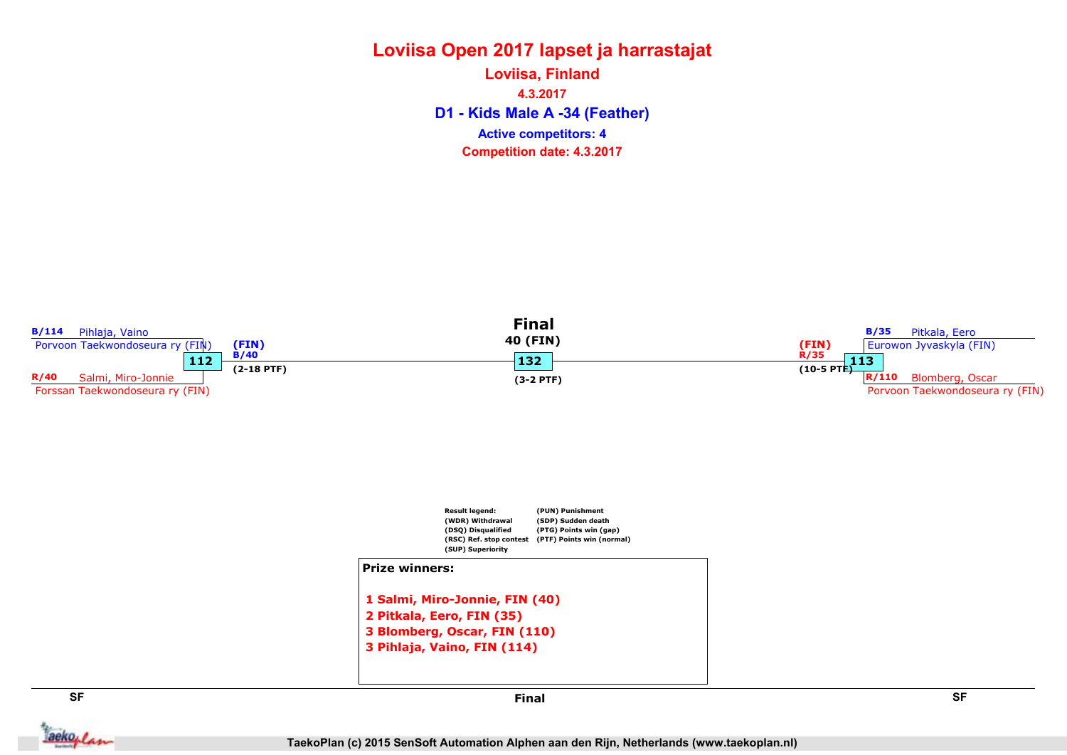# Loviisa Open 2017 lapset ja harrastajat

## Loviisa, Finland

4.3.2017

## D1 - Kids Male A -34 (Feather)

Active competitors: 4

Competition date: 4.3.2017

**SF**

B/114 Pihlaja, Vaino
Porvoon Taekwondoseura ry (FIN)

112

R/40 Salmi, Miro-Jonnie
Forssan Taekwondoseura ry (FIN)

(FIN)
B/40
(2-18 PTF)

**Final**

40 (FIN)

132

(3-2 PTF)

**SF**

B/35 Pitkala, Eero
Eurowon Jyvaskyla (FIN)

113

R/110 Blomberg, Oscar
Porvoon Taekwondoseura ry (FIN)

(FIN)
R/35
(10-5 PTF)

Result legend:
(WDR) Withdrawal
(DSQ) Disqualified
(RSC) Ref. stop contest
(SUP) Superiority
(PUN) Punishment
(SDP) Sudden death
(PTG) Points win (gap)
(PTF) Points win (normal)

**Prize winners:**

1 Salmi, Miro-Jonnie, FIN (40)
2 Pitkala, Eero, FIN (35)
3 Blomberg, Oscar, FIN (110)
3 Pihlaja, Vaino, FIN (114)

TaekoPlan (c) 2015 SenSoft Automation Alphen aan den Rijn, Netherlands (www.taekoplan.nl)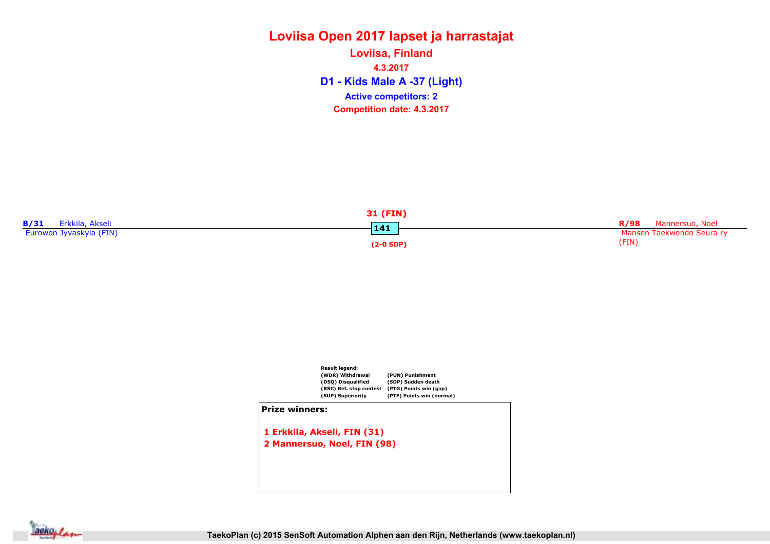# Loviisa Open 2017 lapset ja harrastajat

## Loviisa, Finland

**4.3.2017**

## D1 - Kids Male A -37 (Light)

**Active competitors: 2**

**Competition date: 4.3.2017**

**B/31** Erkkila, Akseli
Eurowon Jyvaskyla (FIN)

**31 (FIN)**
**141**
**(2-0 SDP)**

**R/98** Mannersuo, Noel
Mansen Taekwondo Seura ry (FIN)

**Result legend:**

| | |
|---|---|
| (WDR) Withdrawal | (PUN) Punishment |
| (DSQ) Disqualified | (SDP) Sudden death |
| (RSC) Ref. stop contest | (PTG) Points win (gap) |
| (SUP) Superiority | (PTF) Points win (normal) |

**Prize winners:**

1 Erkkila, Akseli, FIN (31)
2 Mannersuo, Noel, FIN (98)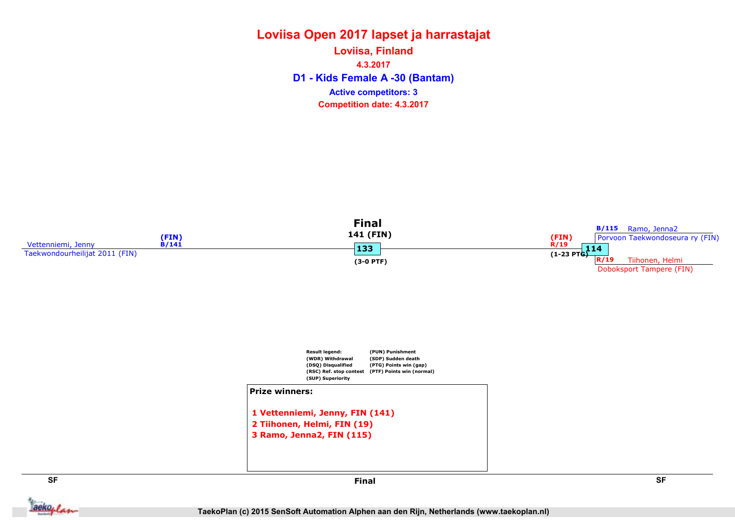# Loviisa Open 2017 lapset ja harrastajat

## Loviisa, Finland

**4.3.2017**

## D1 - Kids Female A -30 (Bantam)

**Active competitors: 3**

**Competition date: 4.3.2017**

**Final**

141 (FIN)

133

(3-0 PTF)

Vettenniemi, Jenny
Taekwondourheilijat 2011 (FIN)
(FIN)
B/141

(FIN)
R/19
(1-23 PTG)
114

B/115 Ramo, Jenna2
Porvoon Taekwondoseura ry (FIN)

R/19 Tiihonen, Helmi
Doboksport Tampere (FIN)

Result legend:
(WDR) Withdrawal
(DSQ) Disqualified
(RSC) Ref. stop contest
(SUP) Superiority
(PUN) Punishment
(SDP) Sudden death
(PTG) Points win (gap)
(PTF) Points win (normal)

**Prize winners:**

1 Vettenniemi, Jenny, FIN (141)
2 Tiihonen, Helmi, FIN (19)
3 Ramo, Jenna2, FIN (115)

SF | Final | SF

TaekoPlan (c) 2015 SenSoft Automation Alphen aan den Rijn, Netherlands (www.taekoplan.nl)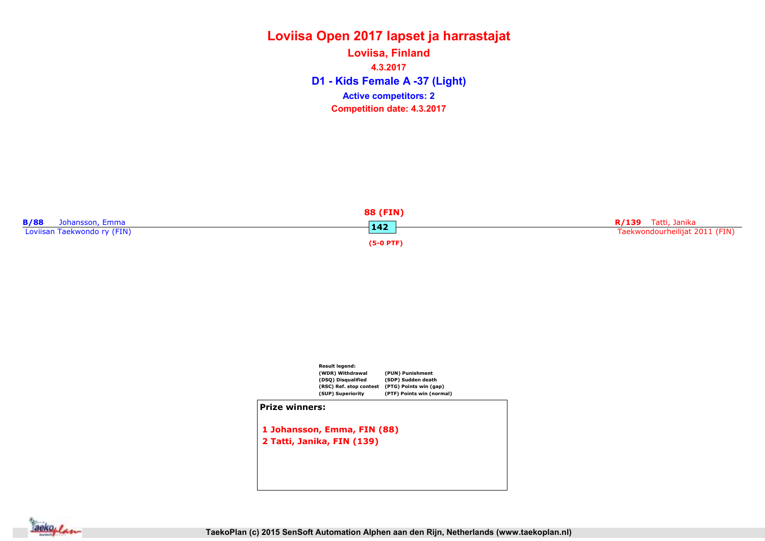# Loviisa Open 2017 lapset ja harrastajat

## Loviisa, Finland

4.3.2017

## D1 - Kids Female A -37 (Light)

**Active competitors: 2**

**Competition date: 4.3.2017**

**B/88** Johansson, Emma
Loviisan Taekwondo ry (FIN)

**88 (FIN)**
142
(5-0 PTF)

**R/139** Tatti, Janika
Taekwondourheilijat 2011 (FIN)

Result legend:

| | |
|---|---|
| (WDR) Withdrawal | (PUN) Punishment |
| (DSQ) Disqualified | (SDP) Sudden death |
| (RSC) Ref. stop contest | (PTG) Points win (gap) |
| (SUP) Superiority | (PTF) Points win (normal) |

**Prize winners:**

1 Johansson, Emma, FIN (88)
2 Tatti, Janika, FIN (139)

TaekoPlan (c) 2015 SenSoft Automation Alphen aan den Rijn, Netherlands (www.taekoplan.nl)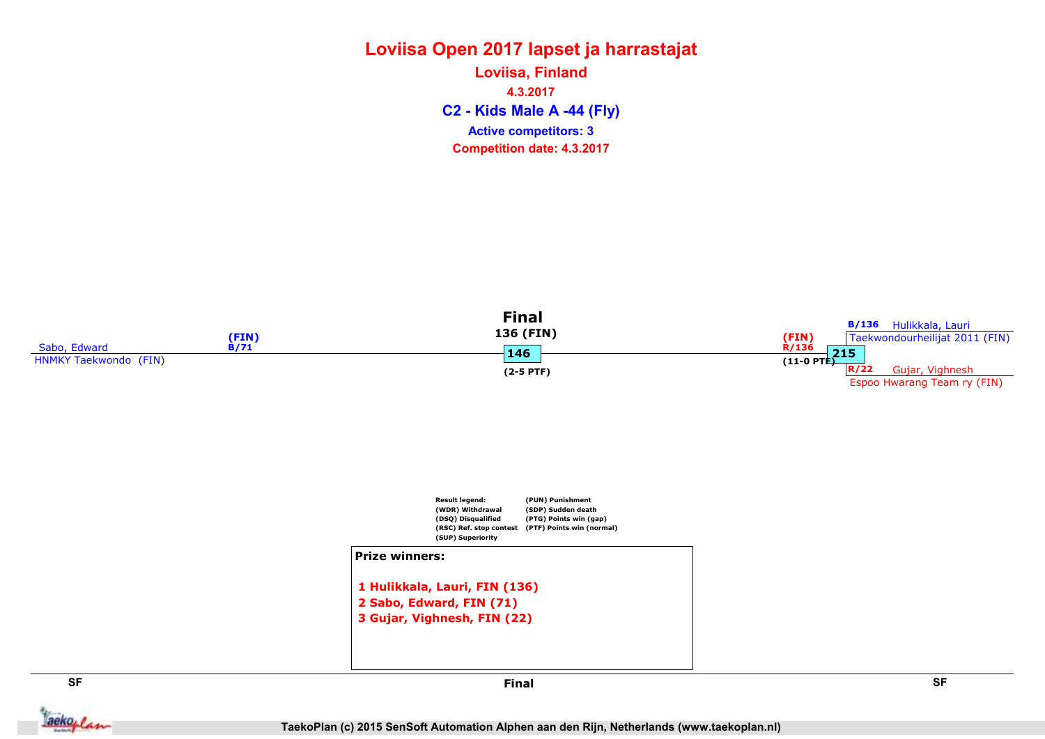# Loviisa Open 2017 lapset ja harrastajat

## Loviisa, Finland

4.3.2017

### C2 - Kids Male A -44 (Fly)

Active competitors: 3

Competition date: 4.3.2017

**Final**

136 (FIN)

Sabo, Edward
HNMKY Taekwondo (FIN)
(FIN)
B/71

146
(2-5 PTF)

(FIN)
R/136
(11-0 PTF)

215

B/136 Hulikkala, Lauri
Taekwondourheilijat 2011 (FIN)

R/22 Gujar, Vighnesh
Espoo Hwarang Team ry (FIN)

Result legend:
(WDR) Withdrawal
(DSQ) Disqualified
(RSC) Ref. stop contest
(SUP) Superiority
(PUN) Punishment
(SDP) Sudden death
(PTG) Points win (gap)
(PTF) Points win (normal)

**Prize winners:**

1 Hulikkala, Lauri, FIN (136)
2 Sabo, Edward, FIN (71)
3 Gujar, Vighnesh, FIN (22)

SF | Final | SF

TaekoPlan (c) 2015 SenSoft Automation Alphen aan den Rijn, Netherlands (www.taekoplan.nl)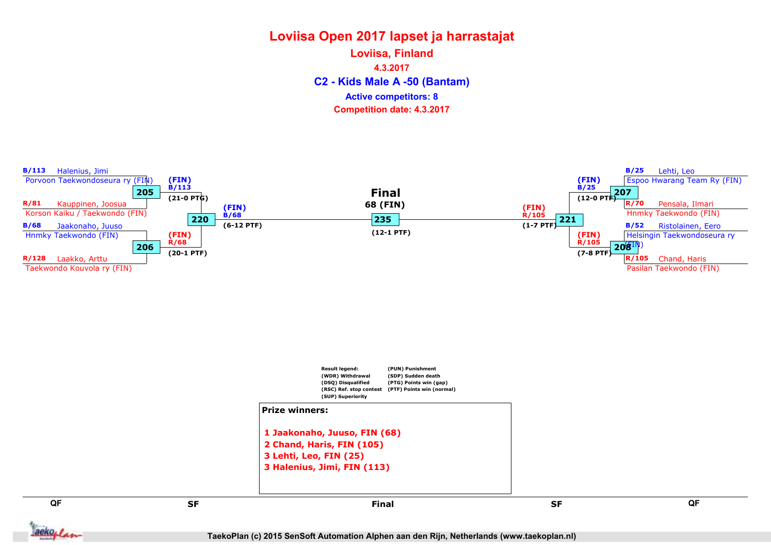# Loviisa Open 2017 lapset ja harrastajat

## Loviisa, Finland

**4.3.2017**

## C2 - Kids Male A -50 (Bantam)

**Active competitors: 8**

**Competition date: 4.3.2017**

### Quarterfinals (QF)

**Match 205**
- B/113 Halenius, Jimi — Porvoon Taekwondoseura ry (FIN)
- R/81 Kauppinen, Joosua — Korson Kaiku / Taekwondo (FIN)
- Winner: (FIN) B/113 (21-0 PTG)

**Match 206**
- B/68 Jaakonaho, Juuso — Hnmky Taekwondo (FIN)
- R/128 Laakko, Arttu — Taekwondo Kouvola ry (FIN)
- Winner: (FIN) R/68 (20-1 PTF)

**Match 207**
- B/25 Lehti, Leo — Espoo Hwarang Team Ry (FIN)
- R/70 Pensala, Ilmari — Hnmky Taekwondo (FIN)
- Winner: (FIN) B/25 (12-0 PTF)

**Match 208**
- B/52 Ristolainen, Eero — Helsingin Taekwondoseura ry (FIN)
- R/105 Chand, Haris — Pasilan Taekwondo (FIN)
- Winner: (FIN) R/105 (7-8 PTF)

### Semifinals (SF)

**Match 220**
- Winner: (FIN) B/68 (6-12 PTF)

**Match 221**
- Winner: (FIN) R/105 (1-7 PTF)

### Final

**Match 235**
- Final: 68 (FIN) (12-1 PTF)

Result legend:
- (WDR) Withdrawal
- (DSQ) Disqualified
- (RSC) Ref. stop contest
- (SUP) Superiority
- (PUN) Punishment
- (SDP) Sudden death
- (PTG) Points win (gap)
- (PTF) Points win (normal)

**Prize winners:**

1 Jaakonaho, Juuso, FIN (68)
2 Chand, Haris, FIN (105)
3 Lehti, Leo, FIN (25)
3 Halenius, Jimi, FIN (113)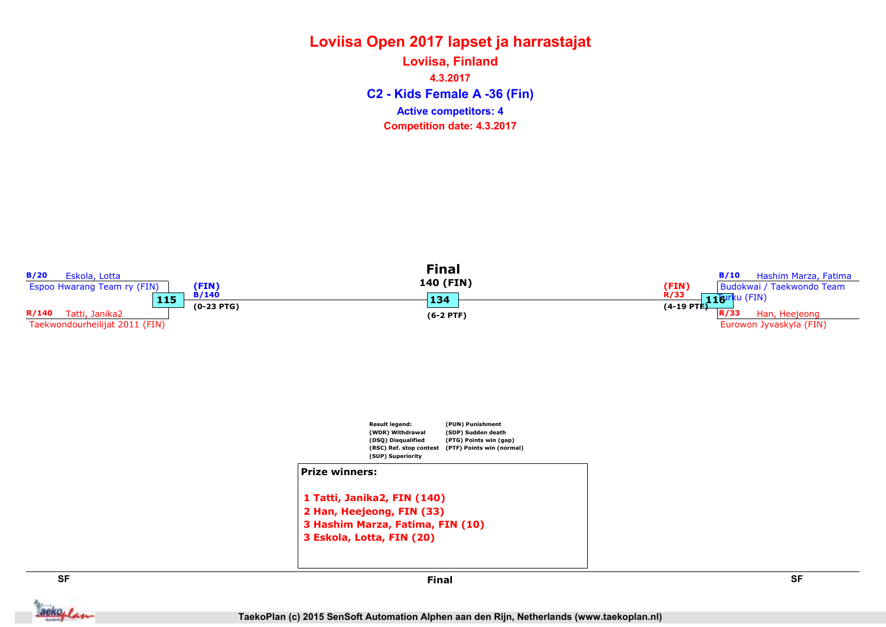# Loviisa Open 2017 lapset ja harrastajat

## Loviisa, Finland

4.3.2017

## C2 - Kids Female A -36 (Fin)

Active competitors: 4

Competition date: 4.3.2017

**Final**

140 (FIN)

B/20 Eskola, Lotta
Espoo Hwarang Team ry (FIN)

115

R/140 Tatti, Janika2
Taekwondourheilijat 2011 (FIN)

(FIN)
B/140
(0-23 PTG)

134
(6-2 PTF)

(FIN)
R/33
(4-19 PTF)

116

B/10 Hashim Marza, Fatima
Budokwai / Taekwondo Team Turku (FIN)

R/33 Han, Heejeong
Eurowon Jyvaskyla (FIN)

Result legend:
(WDR) Withdrawal
(DSQ) Disqualified
(RSC) Ref. stop contest
(SUP) Superiority
(PUN) Punishment
(SDP) Sudden death
(PTG) Points win (gap)
(PTF) Points win (normal)

**Prize winners:**

1 Tatti, Janika2, FIN (140)
2 Han, Heejeong, FIN (33)
3 Hashim Marza, Fatima, FIN (10)
3 Eskola, Lotta, FIN (20)

SF — Final — SF

TaekoPlan (c) 2015 SenSoft Automation Alphen aan den Rijn, Netherlands (www.taekoplan.nl)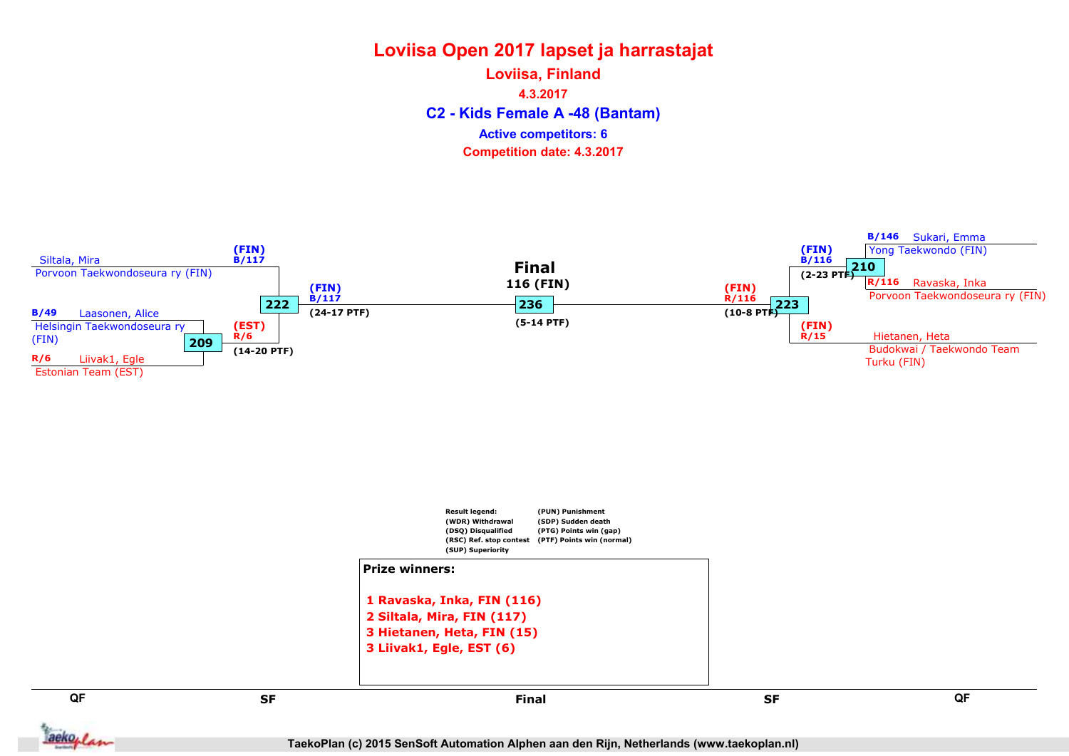# Loviisa Open 2017 lapset ja harrastajat

## Loviisa, Finland

**4.3.2017**

## C2 - Kids Female A -48 (Bantam)

**Active competitors: 6**

**Competition date: 4.3.2017**

Siltala, Mira
Porvoon Taekwondoseura ry (FIN)

B/49 Laasonen, Alice
Helsingin Taekwondoseura ry (FIN)

R/6 Liivak1, Egle
Estonian Team (EST)

209: (EST) R/6 (14-20 PTF)

222: (FIN) B/117 (24-17 PTF)

**Final**
**116 (FIN)**

236: (5-14 PTF)

B/146 Sukari, Emma
Yong Taekwondo (FIN)

R/116 Ravaska, Inka
Porvoon Taekwondoseura ry (FIN)

Hietanen, Heta
Budokwai / Taekwondo Team Turku (FIN)

210: (FIN) B/116 (2-23 PTF)

223: (FIN) R/116 (10-8 PTF)

R/15 (FIN)

Result legend:
(WDR) Withdrawal
(DSQ) Disqualified
(RSC) Ref. stop contest
(SUP) Superiority
(PUN) Punishment
(SDP) Sudden death
(PTG) Points win (gap)
(PTF) Points win (normal)

**Prize winners:**

1. **Ravaska, Inka, FIN (116)**
2. **Siltala, Mira, FIN (117)**
3. **Hietanen, Heta, FIN (15)**
3. **Liivak1, Egle, EST (6)**

QF | SF | Final | SF | QF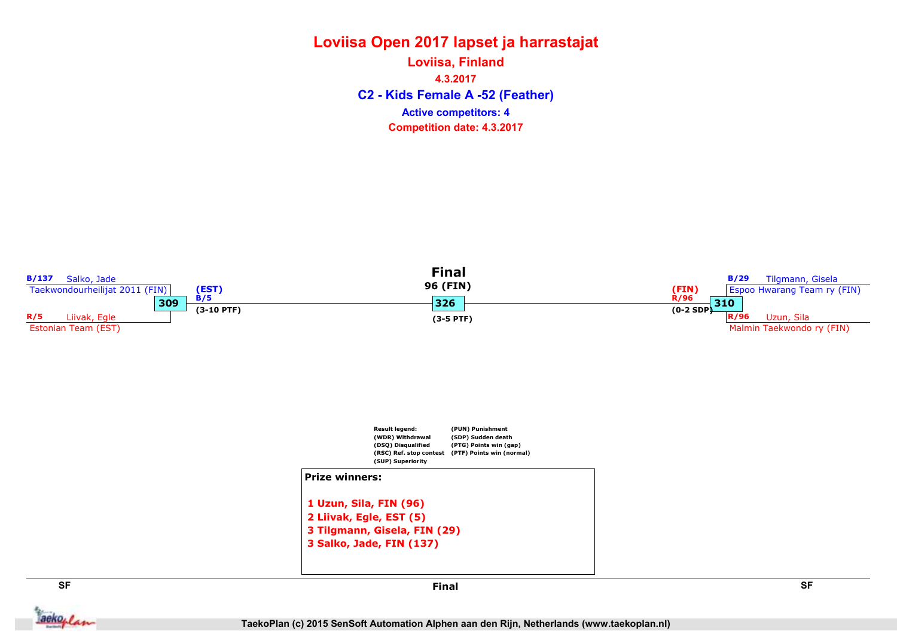# Loviisa Open 2017 lapset ja harrastajat

## Loviisa, Finland

4.3.2017

### C2 - Kids Female A -52 (Feather)

Active competitors: 4

Competition date: 4.3.2017

**SF**

B/137 Salko, Jade
Taekwondourheilijat 2011 (FIN)

**309**

R/5 Liivak, Egle
Estonian Team (EST)

Winner: (EST) B/5 (3-10 PTF)

**Final**

96 (FIN)

**326**

(3-5 PTF)

**SF**

B/29 Tilgmann, Gisela
Espoo Hwarang Team ry (FIN)

**310**

R/96 Uzun, Sila
Malmin Taekwondo ry (FIN)

Winner: (FIN) R/96 (0-2 SDP)

Result legend:
(WDR) Withdrawal
(DSQ) Disqualified
(RSC) Ref. stop contest
(SUP) Superiority
(PUN) Punishment
(SDP) Sudden death
(PTG) Points win (gap)
(PTF) Points win (normal)

**Prize winners:**

1 Uzun, Sila, FIN (96)
2 Liivak, Egle, EST (5)
3 Tilgmann, Gisela, FIN (29)
3 Salko, Jade, FIN (137)

TaekoPlan (c) 2015 SenSoft Automation Alphen aan den Rijn, Netherlands (www.taekoplan.nl)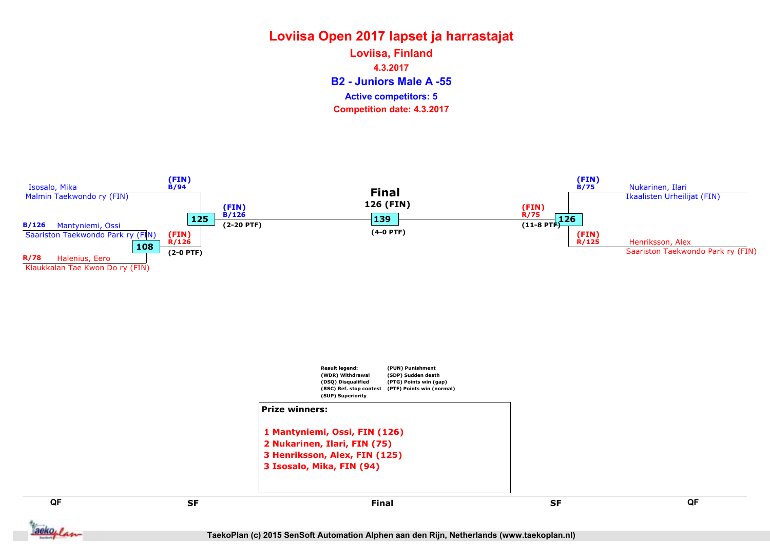# Loviisa Open 2017 lapset ja harrastajat

## Loviisa, Finland

4.3.2017

## B2 - Juniors Male A -55

Active competitors: 5

Competition date: 4.3.2017

Isosalo, Mika
Malmin Taekwondo ry (FIN)

(FIN)
B/94

125

(FIN)
B/126
(2-20 PTF)

B/126 Mantyniemi, Ossi
Saariston Taekwondo Park ry (FIN)

108

(FIN)
R/126
(2-0 PTF)

R/78 Halenius, Eero
Klaukkalan Tae Kwon Do ry (FIN)

**Final**
126 (FIN)

139

(4-0 PTF)

(FIN)
R/75
(11-8 PTF)

126

(FIN)
B/75
Nukarinen, Ilari
Ikaalisten Urheilijat (FIN)

(FIN)
R/125
Henriksson, Alex
Saariston Taekwondo Park ry (FIN)

Result legend:
(WDR) Withdrawal
(DSQ) Disqualified
(RSC) Ref. stop contest
(SUP) Superiority
(PUN) Punishment
(SDP) Sudden death
(PTG) Points win (gap)
(PTF) Points win (normal)

**Prize winners:**

1 Mantyniemi, Ossi, FIN (126)
2 Nukarinen, Ilari, FIN (75)
3 Henriksson, Alex, FIN (125)
3 Isosalo, Mika, FIN (94)

QF | SF | Final | SF | QF

TaekoPlan (c) 2015 SenSoft Automation Alphen aan den Rijn, Netherlands (www.taekoplan.nl)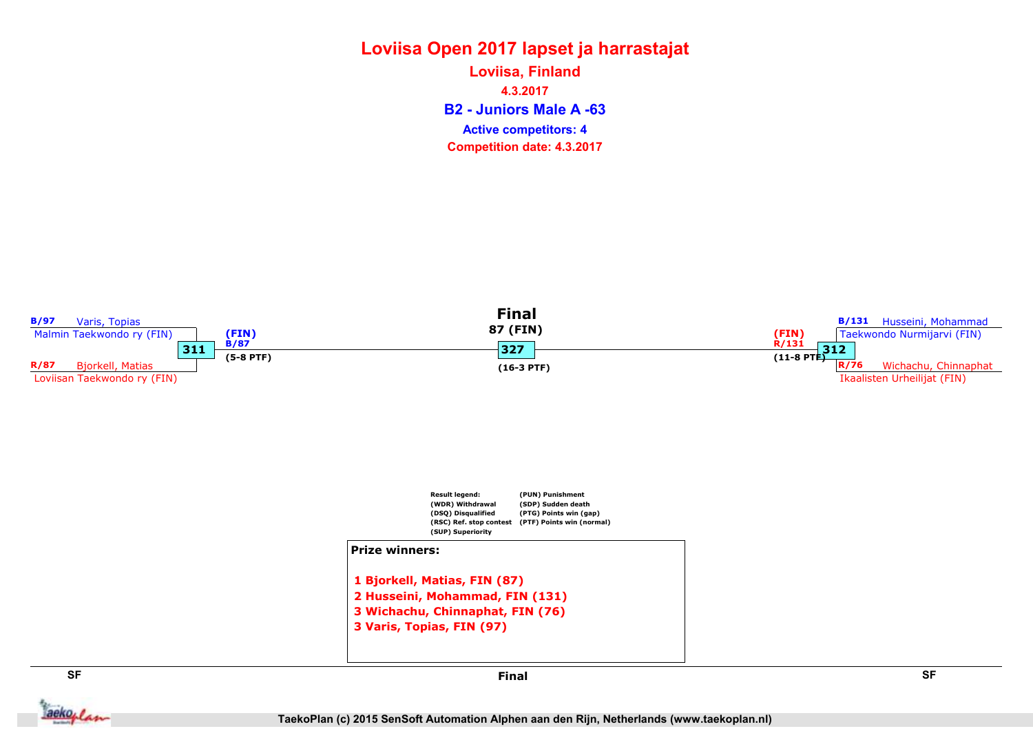# Loviisa Open 2017 lapset ja harrastajat

## Loviisa, Finland

4.3.2017

### B2 - Juniors Male A -63

**Active competitors: 4**

**Competition date: 4.3.2017**

**SF**

B/97 Varis, Topias
Malmin Taekwondo ry (FIN)

311

R/87 Bjorkell, Matias
Loviisan Taekwondo ry (FIN)

(FIN)
B/87
(5-8 PTF)

**Final**

87 (FIN)

327

(16-3 PTF)

**SF**

B/131 Husseini, Mohammad
Taekwondo Nurmijarvi (FIN)

312

R/76 Wichachu, Chinnaphat
Ikaalisten Urheilijat (FIN)

(FIN)
R/131
(11-8 PTF)

Result legend:
(WDR) Withdrawal
(DSQ) Disqualified
(RSC) Ref. stop contest
(SUP) Superiority
(PUN) Punishment
(SDP) Sudden death
(PTG) Points win (gap)
(PTF) Points win (normal)

**Prize winners:**

1 Bjorkell, Matias, FIN (87)
2 Husseini, Mohammad, FIN (131)
3 Wichachu, Chinnaphat, FIN (76)
3 Varis, Topias, FIN (97)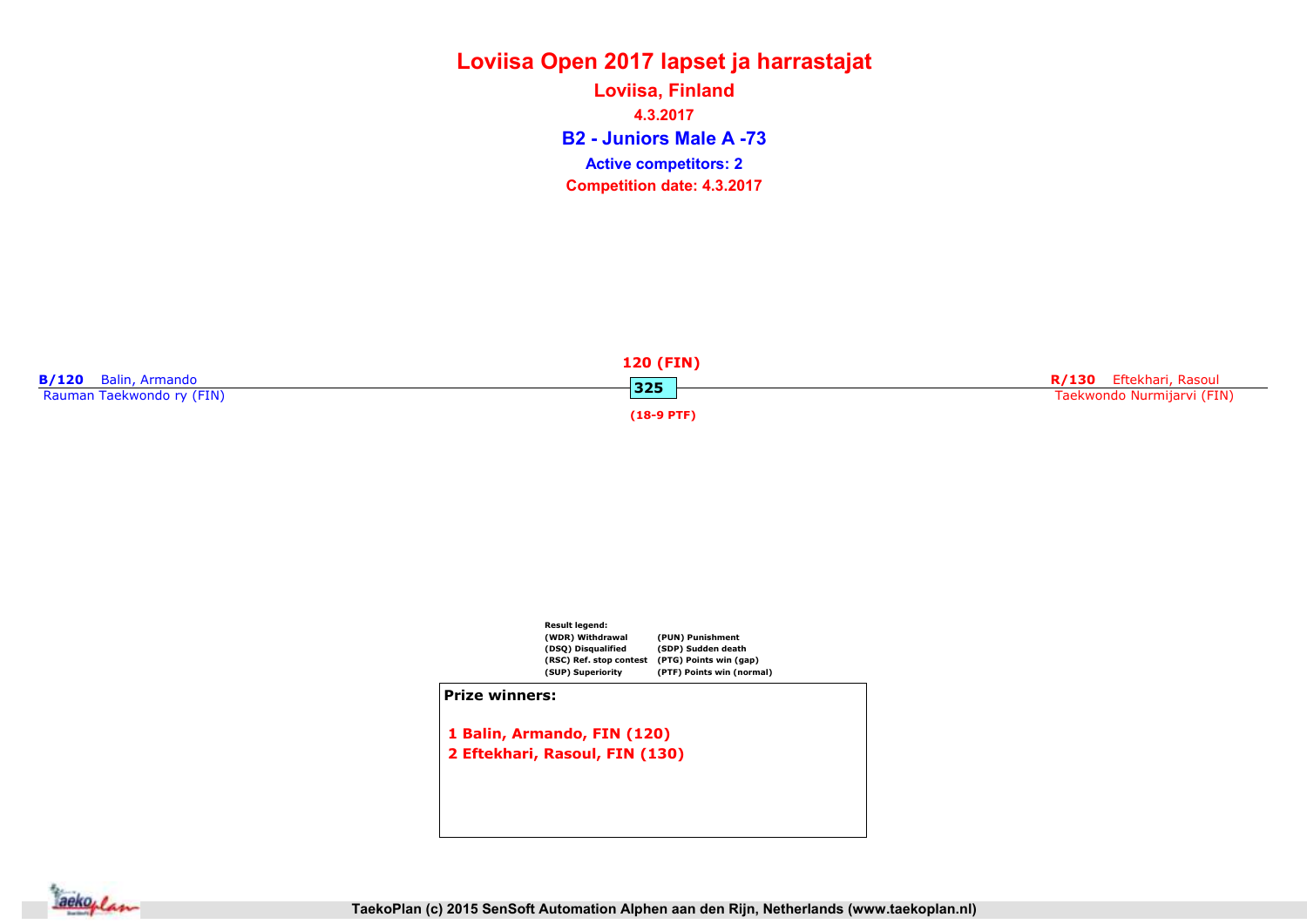# Loviisa Open 2017 lapset ja harrastajat

## Loviisa, Finland

**4.3.2017**

## B2 - Juniors Male A -73

**Active competitors: 2**

**Competition date: 4.3.2017**

**B/120** Balin, Armando
Rauman Taekwondo ry (FIN)

**120 (FIN)**
**325**
**(18-9 PTF)**

**R/130** Eftekhari, Rasoul
Taekwondo Nurmijarvi (FIN)

**Result legend:**

| | |
|---|---|
| (WDR) Withdrawal | (PUN) Punishment |
| (DSQ) Disqualified | (SDP) Sudden death |
| (RSC) Ref. stop contest | (PTG) Points win (gap) |
| (SUP) Superiority | (PTF) Points win (normal) |

**Prize winners:**

1 Balin, Armando, FIN (120)
2 Eftekhari, Rasoul, FIN (130)

TaekoPlan (c) 2015 SenSoft Automation Alphen aan den Rijn, Netherlands (www.taekoplan.nl)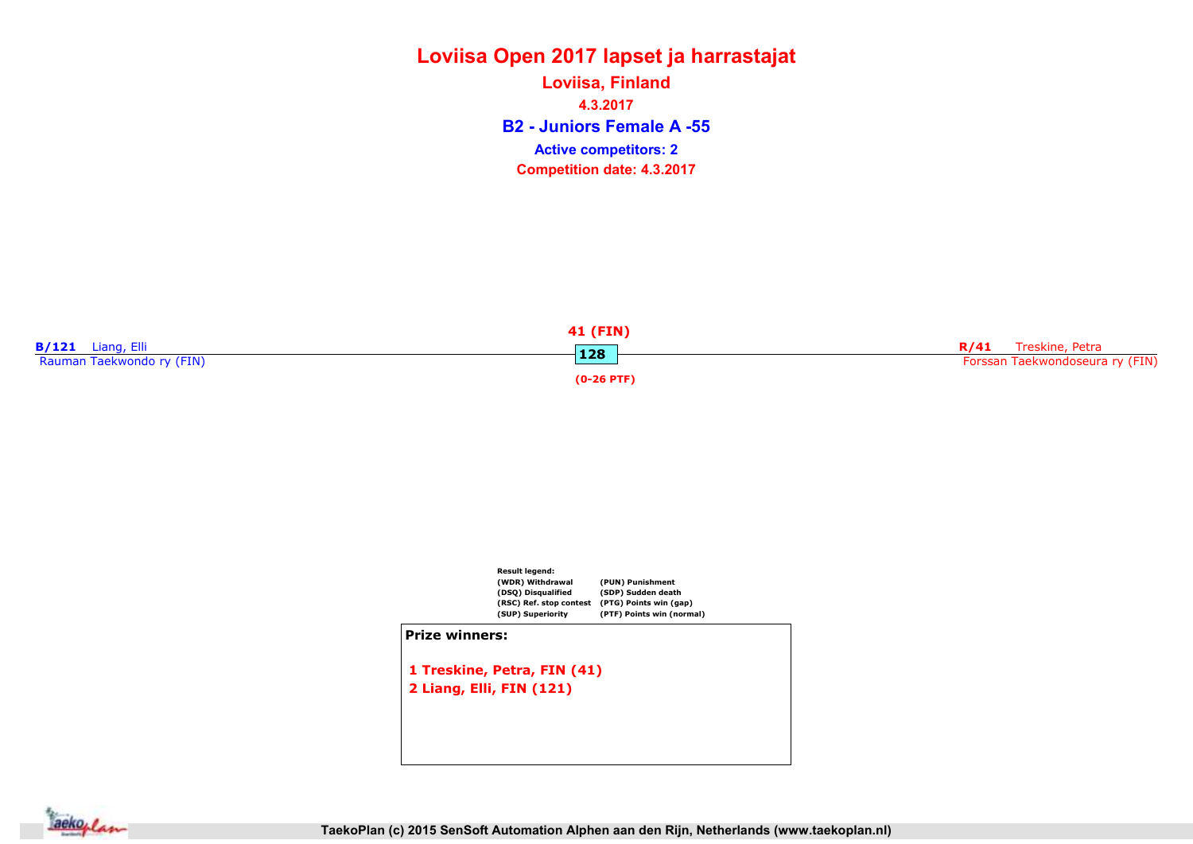# Loviisa Open 2017 lapset ja harrastajat

## Loviisa, Finland

4.3.2017

### B2 - Juniors Female A -55

**Active competitors: 2**

**Competition date: 4.3.2017**

**B/121** Liang, Elli
Rauman Taekwondo ry (FIN)

**41 (FIN)**
**128**
**(0-26 PTF)**

**R/41** Treskine, Petra
Forssan Taekwondoseura ry (FIN)

**Result legend:**

| | |
|---|---|
| (WDR) Withdrawal | (PUN) Punishment |
| (DSQ) Disqualified | (SDP) Sudden death |
| (RSC) Ref. stop contest | (PTG) Points win (gap) |
| (SUP) Superiority | (PTF) Points win (normal) |

**Prize winners:**

1 Treskine, Petra, FIN (41)
2 Liang, Elli, FIN (121)

TaekoPlan (c) 2015 SenSoft Automation Alphen aan den Rijn, Netherlands (www.taekoplan.nl)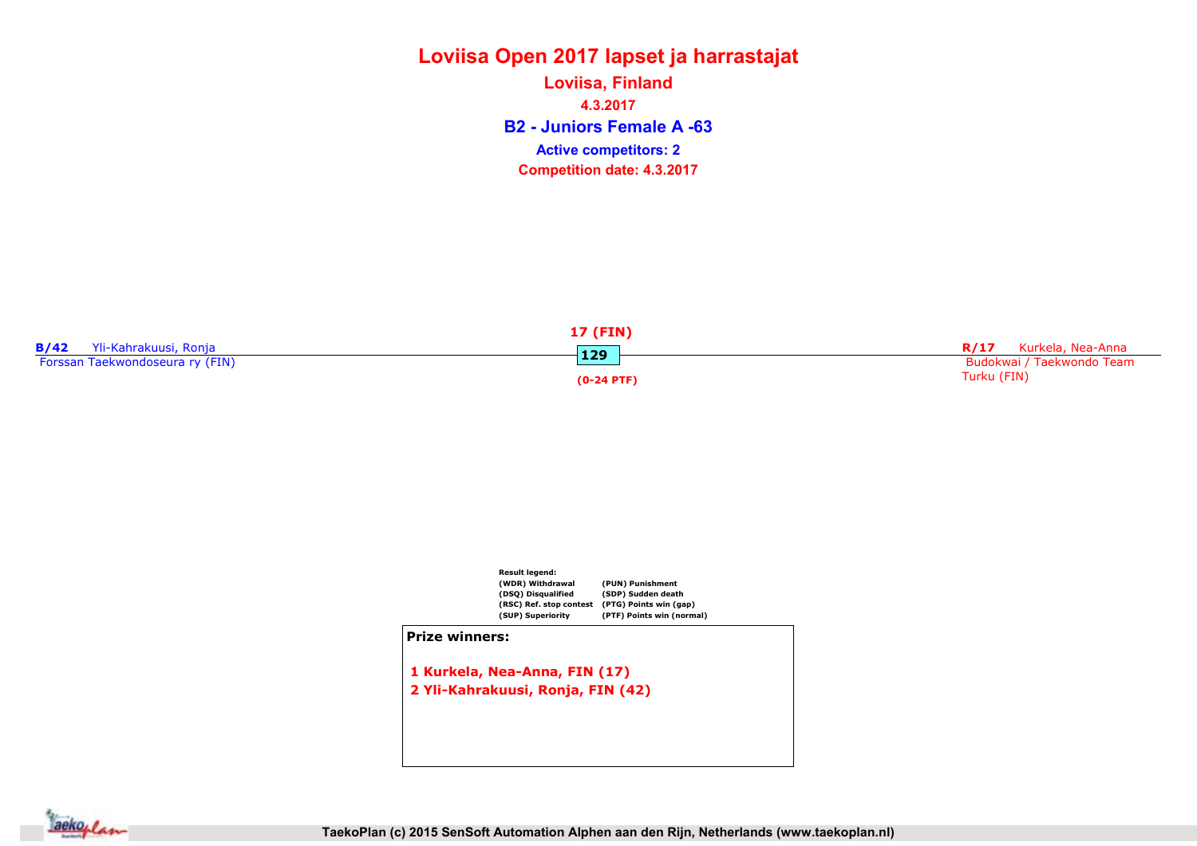# Loviisa Open 2017 lapset ja harrastajat

## Loviisa, Finland

**4.3.2017**

## B2 - Juniors Female A -63

**Active competitors: 2**

**Competition date: 4.3.2017**

**B/42** Yli-Kahrakuusi, Ronja
Forssan Taekwondoseura ry (FIN)

**17 (FIN)**

**129**

**(0-24 PTF)**

**R/17** Kurkela, Nea-Anna
Budokwai / Taekwondo Team Turku (FIN)

**Result legend:**

| | |
|---|---|
| (WDR) Withdrawal | (PUN) Punishment |
| (DSQ) Disqualified | (SDP) Sudden death |
| (RSC) Ref. stop contest | (PTG) Points win (gap) |
| (SUP) Superiority | (PTF) Points win (normal) |

**Prize winners:**

1 Kurkela, Nea-Anna, FIN (17)
2 Yli-Kahrakuusi, Ronja, FIN (42)

TaekoPlan (c) 2015 SenSoft Automation Alphen aan den Rijn, Netherlands (www.taekoplan.nl)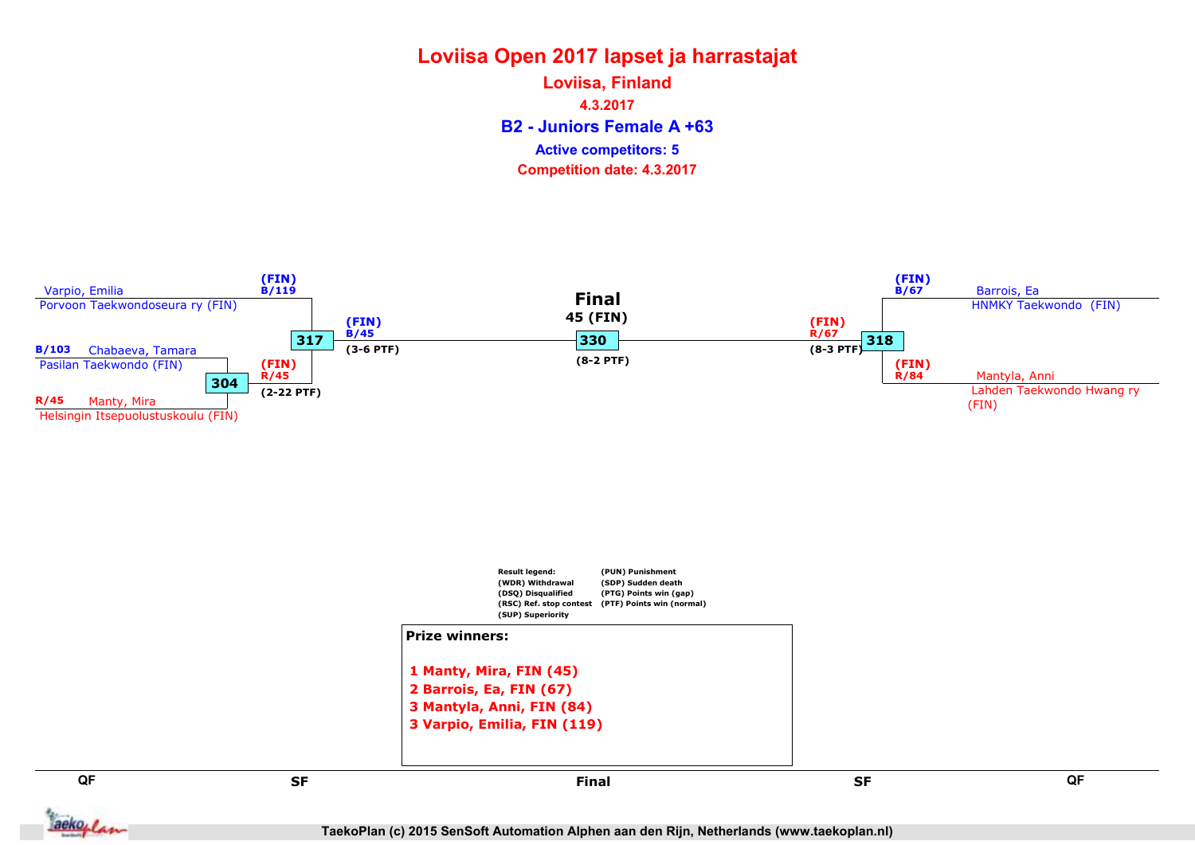# Loviisa Open 2017 lapset ja harrastajat

## Loviisa, Finland

**4.3.2017**

## B2 - Juniors Female A +63

**Active competitors: 5**

**Competition date: 4.3.2017**

### Left side

- Varpio, Emilia — Porvoon Taekwondoseura ry (FIN) — (FIN) B/119
- B/103 Chabaeva, Tamara — Pasilan Taekwondo (FIN)
- R/45 Manty, Mira — Helsingin Itsepuolustuskoulu (FIN)

Match 304: (FIN) R/45 (2-22 PTF)

Match 317: (FIN) B/45 (3-6 PTF)

### Final

45 (FIN)

Match 330: (8-2 PTF)

### Right side

- Barrois, Ea — HNMKY Taekwondo (FIN) — (FIN) B/67
- Mantyla, Anni — Lahden Taekwondo Hwang ry (FIN) — (FIN) R/84

Match 318: (FIN) R/67 (8-3 PTF)

**Result legend:**

(WDR) Withdrawal
(DSQ) Disqualified
(RSC) Ref. stop contest
(SUP) Superiority
(PUN) Punishment
(SDP) Sudden death
(PTG) Points win (gap)
(PTF) Points win (normal)

**Prize winners:**

1 Manty, Mira, FIN (45)
2 Barrois, Ea, FIN (67)
3 Mantyla, Anni, FIN (84)
3 Varpio, Emilia, FIN (119)

QF | SF | Final | SF | QF

TaekoPlan (c) 2015 SenSoft Automation Alphen aan den Rijn, Netherlands (www.taekoplan.nl)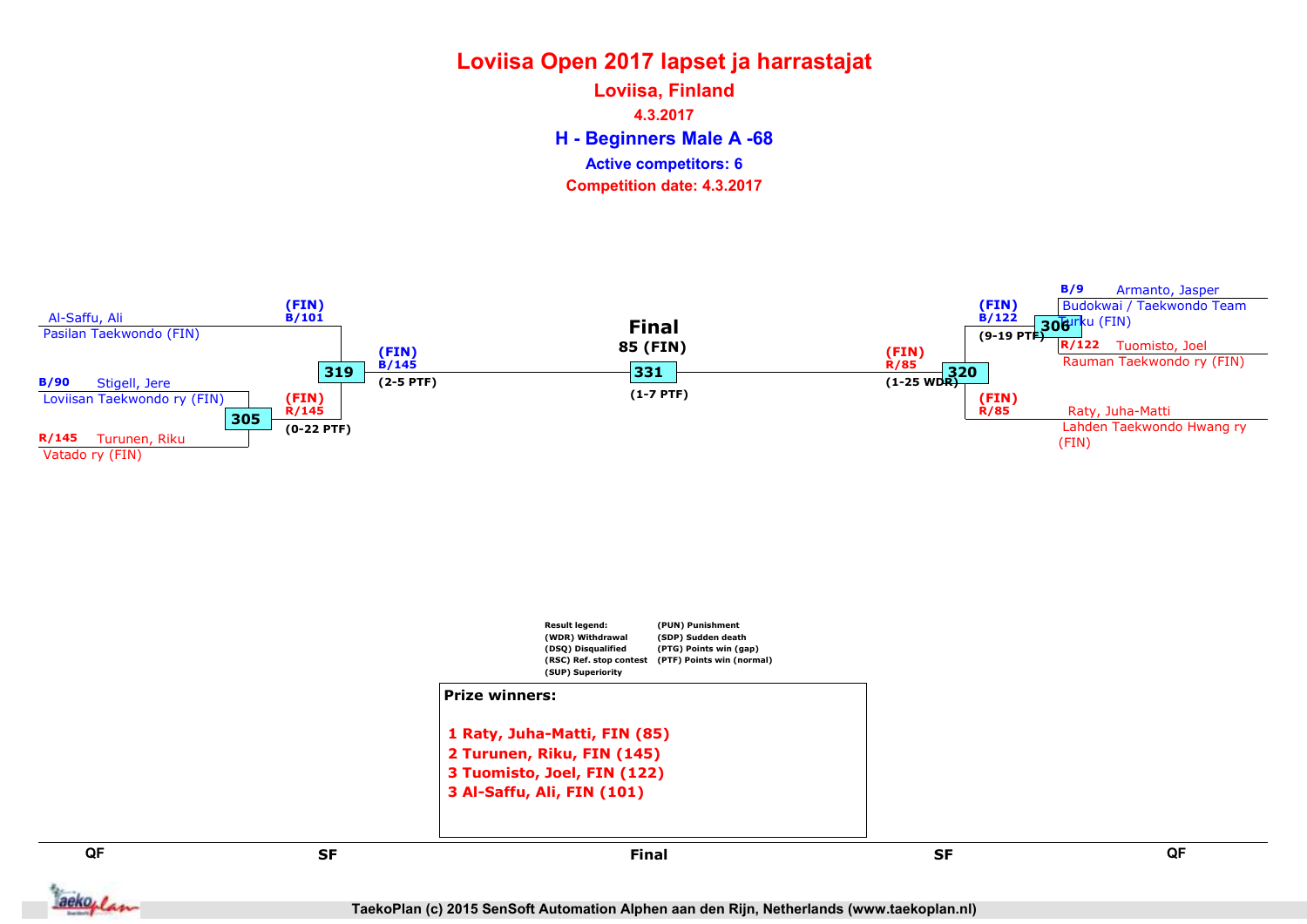# Loviisa Open 2017 lapset ja harrastajat

## Loviisa, Finland

**4.3.2017**

## H - Beginners Male A -68

**Active competitors: 6**

**Competition date: 4.3.2017**

### Left side of bracket

- Al-Saffu, Ali – Pasilan Taekwondo (FIN)
- B/90 Stigell, Jere – Loviisan Taekwondo ry (FIN)
- R/145 Turunen, Riku – Vatado ry (FIN)

Match 305: (FIN) R/145 (0-22 PTF)

Match 319: (FIN) B/101 vs (FIN) R/145 → (FIN) B/145 (2-5 PTF)

### Final

**Final**
**85 (FIN)**

Match 331: (1-7 PTF)

### Right side of bracket

- B/9 Armanto, Jasper – Budokwai / Taekwondo Team Turku (FIN)
- R/122 Tuomisto, Joel – Rauman Taekwondo ry (FIN)
- Raty, Juha-Matti – Lahden Taekwondo Hwang ry (FIN)

Match 306: (FIN) B/122 (9-19 PTF)

Match 320: (FIN) B/122 vs (FIN) R/85 → (FIN) R/85 (1-25 WDR)

**Result legend:**
- (WDR) Withdrawal
- (DSQ) Disqualified
- (RSC) Ref. stop contest
- (SUP) Superiority
- (PUN) Punishment
- (SDP) Sudden death
- (PTG) Points win (gap)
- (PTF) Points win (normal)

**Prize winners:**

1 Raty, Juha-Matti, FIN (85)
2 Turunen, Riku, FIN (145)
3 Tuomisto, Joel, FIN (122)
3 Al-Saffu, Ali, FIN (101)

QF | SF | Final | SF | QF

TaekoPlan (c) 2015 SenSoft Automation Alphen aan den Rijn, Netherlands (www.taekoplan.nl)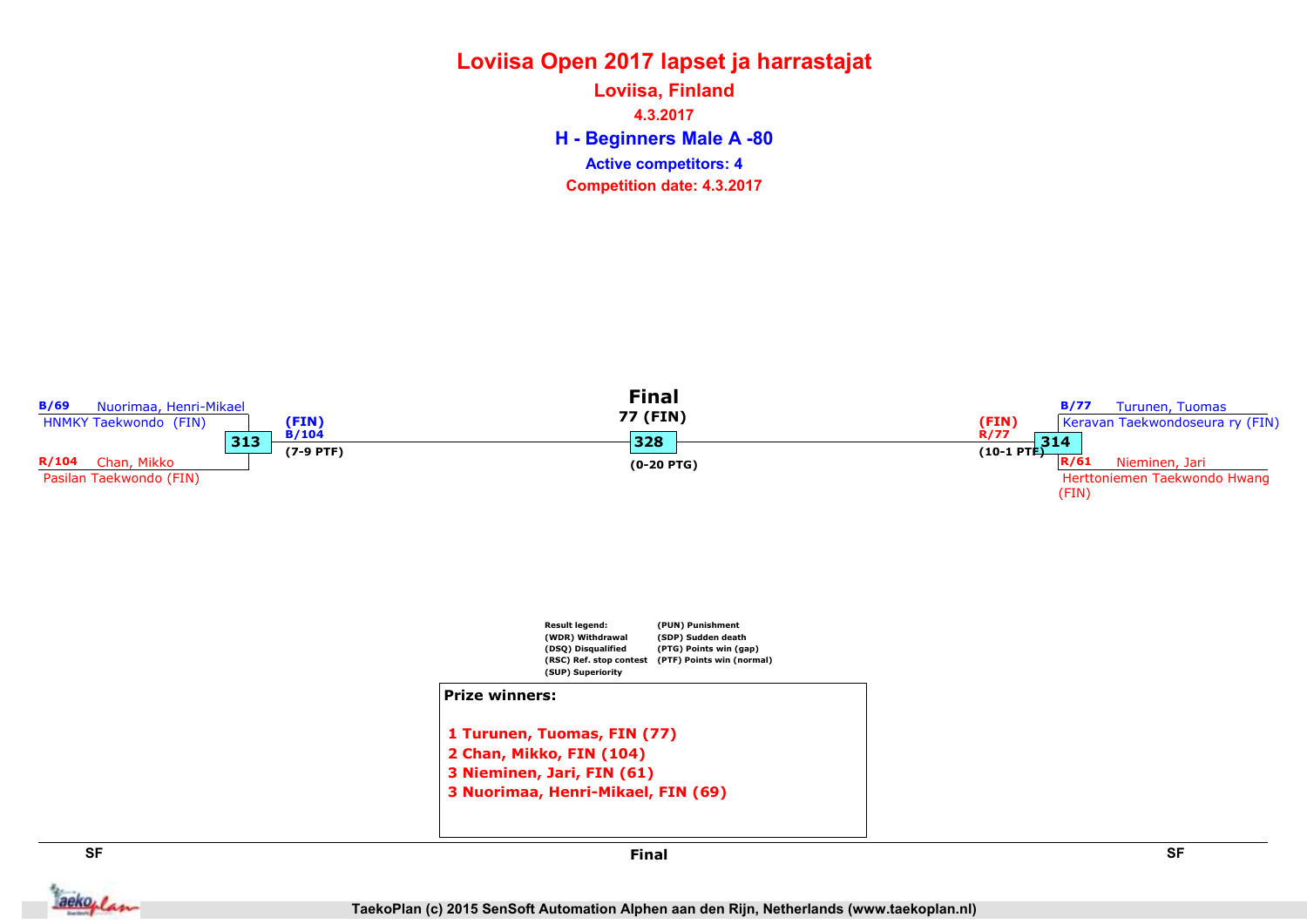# Loviisa Open 2017 lapset ja harrastajat

## Loviisa, Finland

4.3.2017

## H - Beginners Male A -80

**Active competitors: 4**

**Competition date: 4.3.2017**

**SF**

B/69 Nuorimaa, Henri-Mikael
HNMKY Taekwondo (FIN)

313

R/104 Chan, Mikko
Pasilan Taekwondo (FIN)

(FIN)
B/104
(7-9 PTF)

**Final**

77 (FIN)

328

(0-20 PTG)

**SF**

B/77 Turunen, Tuomas
Keravan Taekwondoseura ry (FIN)

314

R/61 Nieminen, Jari
Herttoniemen Taekwondo Hwang (FIN)

(FIN)
R/77
(10-1 PTF)

Result legend:
(WDR) Withdrawal
(DSQ) Disqualified
(RSC) Ref. stop contest
(SUP) Superiority
(PUN) Punishment
(SDP) Sudden death
(PTG) Points win (gap)
(PTF) Points win (normal)

**Prize winners:**

1 Turunen, Tuomas, FIN (77)
2 Chan, Mikko, FIN (104)
3 Nieminen, Jari, FIN (61)
3 Nuorimaa, Henri-Mikael, FIN (69)

SF | Final | SF

TaekoPlan (c) 2015 SenSoft Automation Alphen aan den Rijn, Netherlands (www.taekoplan.nl)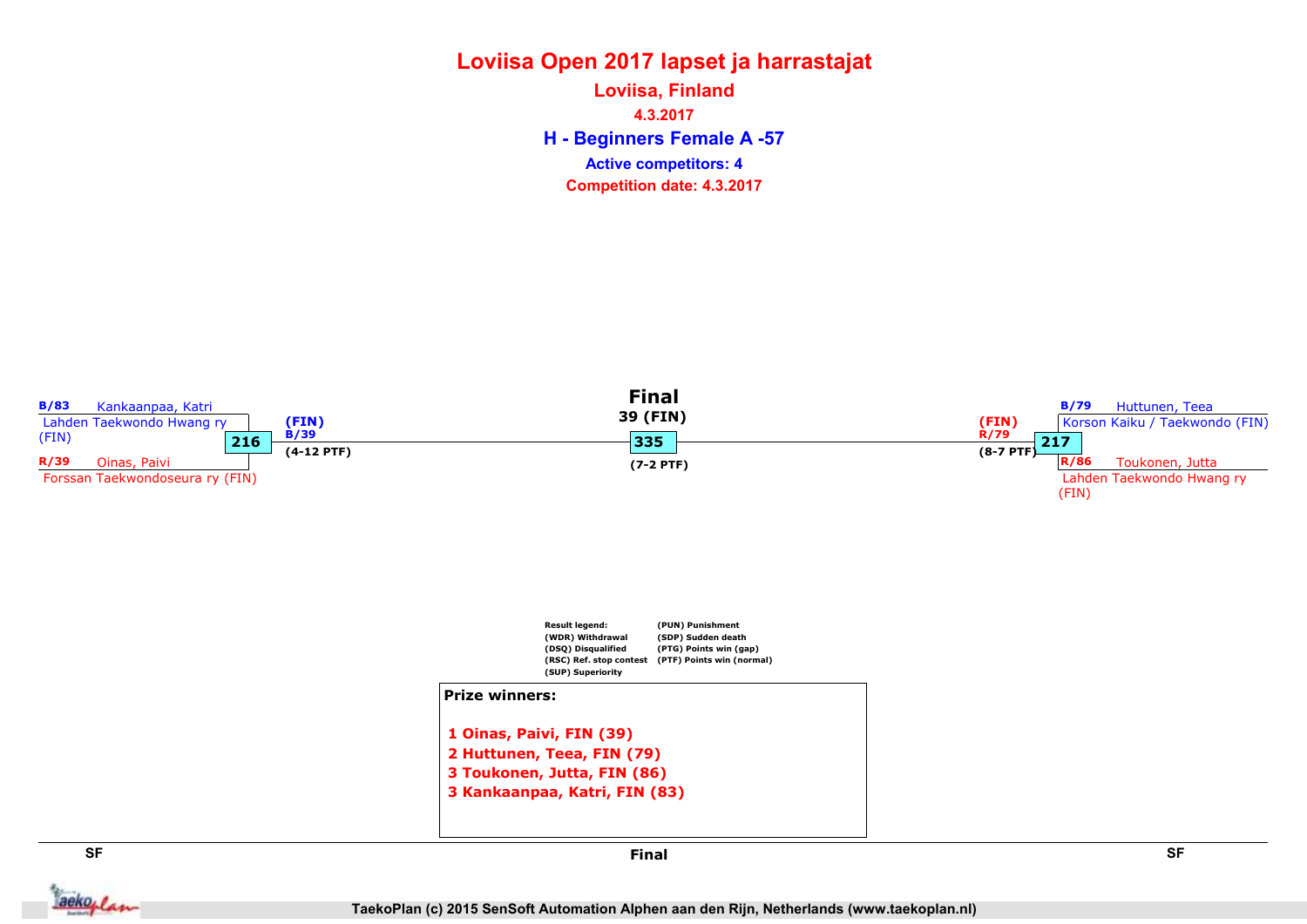# Loviisa Open 2017 lapset ja harrastajat

## Loviisa, Finland

4.3.2017

## H - Beginners Female A -57

Active competitors: 4

Competition date: 4.3.2017

**SF**

B/83 Kankaanpaa, Katri
Lahden Taekwondo Hwang ry (FIN)

R/39 Oinas, Paivi
Forssan Taekwondoseura ry (FIN)

216 — (FIN) B/39 (4-12 PTF)

**Final**

39 (FIN)

335 — (7-2 PTF)

**SF**

B/79 Huttunen, Teea
Korson Kaiku / Taekwondo (FIN)

R/86 Toukonen, Jutta
Lahden Taekwondo Hwang ry (FIN)

217 — (FIN) R/79 (8-7 PTF)

Result legend:
(WDR) Withdrawal
(DSQ) Disqualified
(RSC) Ref. stop contest
(SUP) Superiority
(PUN) Punishment
(SDP) Sudden death
(PTG) Points win (gap)
(PTF) Points win (normal)

**Prize winners:**

1 Oinas, Paivi, FIN (39)
2 Huttunen, Teea, FIN (79)
3 Toukonen, Jutta, FIN (86)
3 Kankaanpaa, Katri, FIN (83)

TaekoPlan (c) 2015 SenSoft Automation Alphen aan den Rijn, Netherlands (www.taekoplan.nl)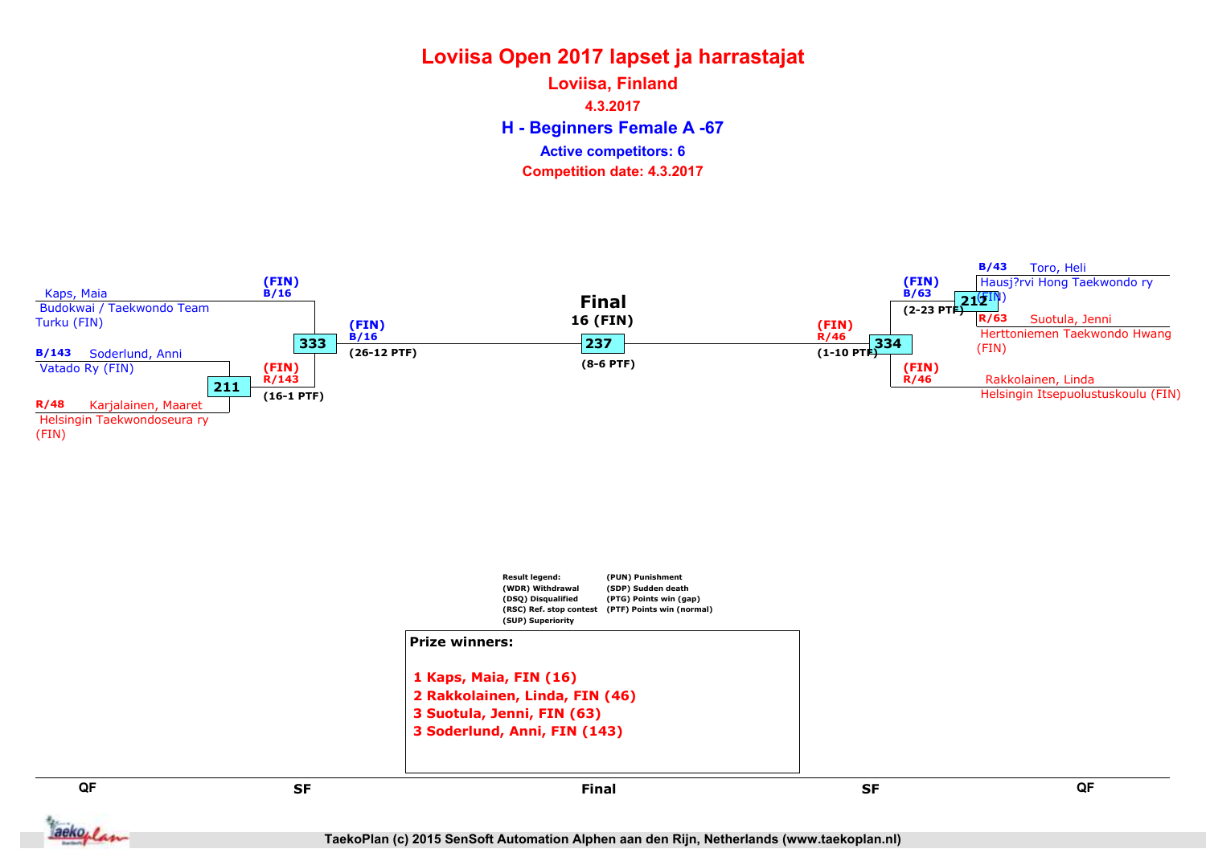# Loviisa Open 2017 lapset ja harrastajat

## Loviisa, Finland

4.3.2017

## H - Beginners Female A -67

Active competitors: 6

Competition date: 4.3.2017

**QF (left)**

- Kaps, Maia – Budokwai / Taekwondo Team Turku (FIN)
- B/143 Soderlund, Anni – Vatado Ry (FIN)
- R/48 Karjalainen, Maaret – Helsingin Taekwondoseura ry (FIN)

Match 211: (FIN) R/143 (16-1 PTF)

**SF (left)**

Match 333: (FIN) B/16 – (FIN) B/16 (26-12 PTF)

**Final**

16 (FIN)

Match 237: (8-6 PTF)

**SF (right)**

Match 334: (FIN) R/46 (1-10 PTF)

**QF (right)**

- B/43 Toro, Heli – Hausj?rvi Hong Taekwondo ry (FIN)
- R/63 Suotula, Jenni – Herttoniemen Taekwondo Hwang (FIN)
- Rakkolainen, Linda – Helsingin Itsepuolustuskoulu (FIN)

Match 212: (FIN) B/63 (2-23 PTF)

(FIN) R/46

Result legend:
(WDR) Withdrawal
(DSQ) Disqualified
(RSC) Ref. stop contest
(SUP) Superiority
(PUN) Punishment
(SDP) Sudden death
(PTG) Points win (gap)
(PTF) Points win (normal)

**Prize winners:**

1 Kaps, Maia, FIN (16)
2 Rakkolainen, Linda, FIN (46)
3 Suotula, Jenni, FIN (63)
3 Soderlund, Anni, FIN (143)

QF | SF | Final | SF | QF

TaekoPlan (c) 2015 SenSoft Automation Alphen aan den Rijn, Netherlands (www.taekoplan.nl)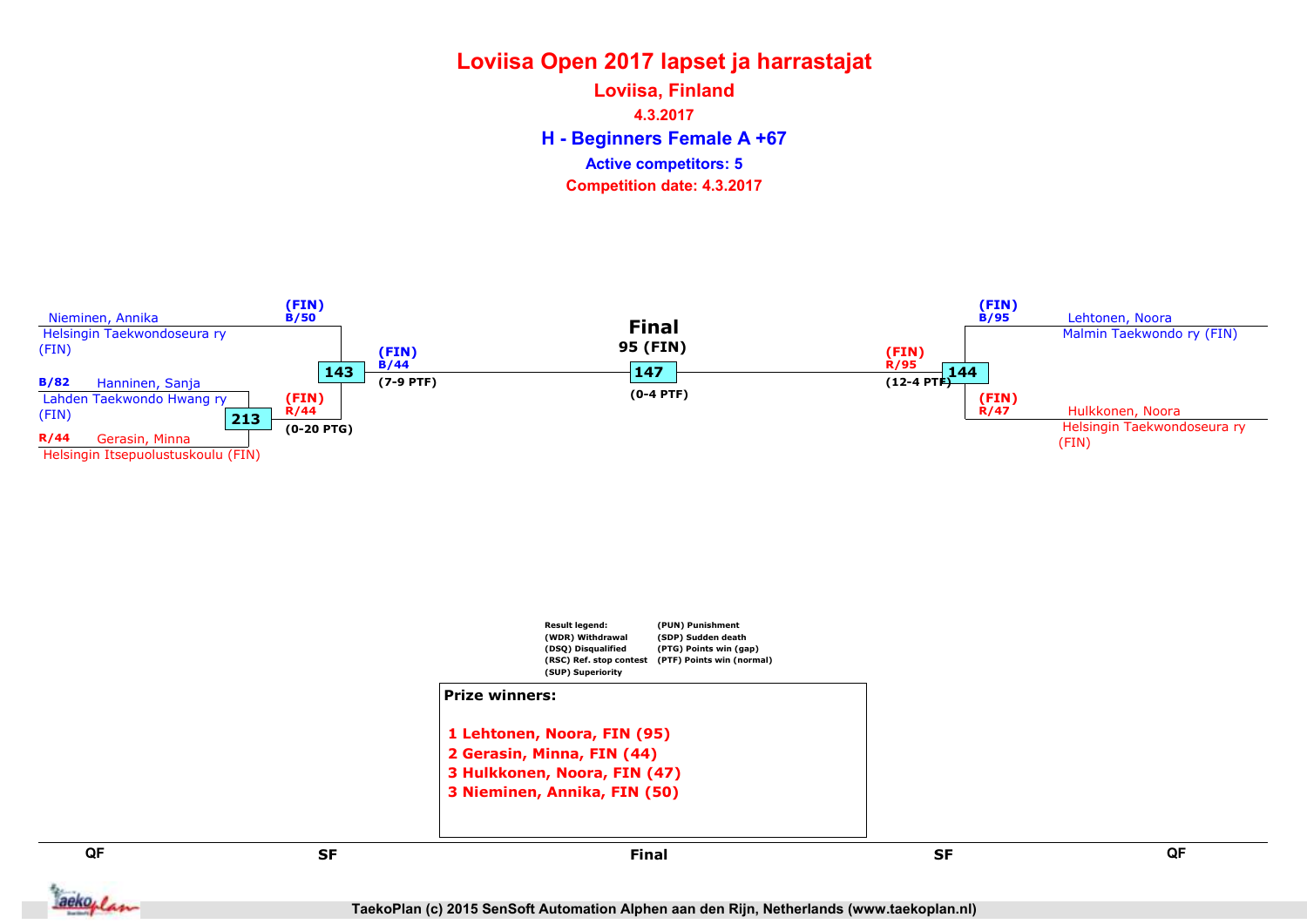# Loviisa Open 2017 lapset ja harrastajat

## Loviisa, Finland

**4.3.2017**

## H - Beginners Female A +67

**Active competitors: 5**

**Competition date: 4.3.2017**

Nieminen, Annika
Helsingin Taekwondoseura ry (FIN)

(FIN) B/50

B/82 Hanninen, Sanja
Lahden Taekwondo Hwang ry (FIN)

R/44 Gerasin, Minna
Helsingin Itsepuolustuskoulu (FIN)

213 — (FIN) R/44 (0-20 PTG)

143 — (FIN) B/44 (7-9 PTF)

**Final**
95 (FIN)
147 (0-4 PTF)

144 — (FIN) R/95 (12-4 PTF)

(FIN) B/95 Lehtonen, Noora
Malmin Taekwondo ry (FIN)

(FIN) R/47 Hulkkonen, Noora
Helsingin Taekwondoseura ry (FIN)

Result legend:
(WDR) Withdrawal
(DSQ) Disqualified
(RSC) Ref. stop contest
(SUP) Superiority
(PUN) Punishment
(SDP) Sudden death
(PTG) Points win (gap)
(PTF) Points win (normal)

**Prize winners:**

1 Lehtonen, Noora, FIN (95)
2 Gerasin, Minna, FIN (44)
3 Hulkkonen, Noora, FIN (47)
3 Nieminen, Annika, FIN (50)

QF | SF | Final | SF | QF

TaekoPlan (c) 2015 SenSoft Automation Alphen aan den Rijn, Netherlands (www.taekoplan.nl)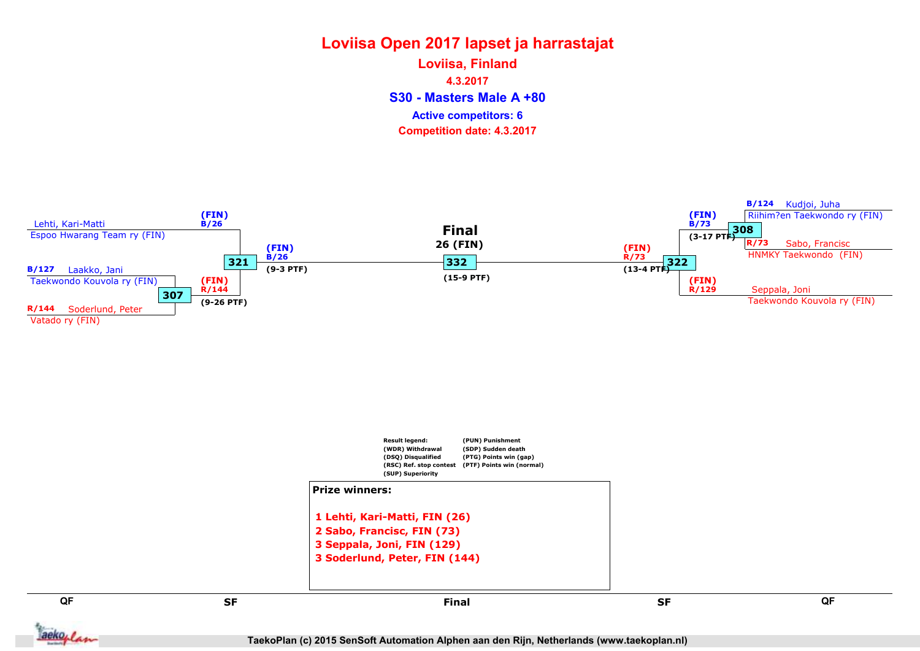# Loviisa Open 2017 lapset ja harrastajat

## Loviisa, Finland

**4.3.2017**

## S30 - Masters Male A +80

**Active competitors: 6**

**Competition date: 4.3.2017**

Lehti, Kari-Matti
Espoo Hwarang Team ry (FIN)

(FIN)
B/26

321

(FIN)
B/26
(9-3 PTF)

B/127 Laakko, Jani
Taekwondo Kouvola ry (FIN)

307

(FIN)
R/144
(9-26 PTF)

R/144 Soderlund, Peter
Vatado ry (FIN)

**Final**
**26 (FIN)**

332

(15-9 PTF)

B/124 Kudjoi, Juha
Riihim?en Taekwondo ry (FIN)

(FIN)
B/73
(3-17 PTF)

308

R/73 Sabo, Francisc
HNMKY Taekwondo (FIN)

(FIN)
R/73
(13-4 PTF)

322

(FIN)
R/129

Seppala, Joni
Taekwondo Kouvola ry (FIN)

Result legend:
(WDR) Withdrawal
(DSQ) Disqualified
(RSC) Ref. stop contest
(SUP) Superiority
(PUN) Punishment
(SDP) Sudden death
(PTG) Points win (gap)
(PTF) Points win (normal)

**Prize winners:**

1 Lehti, Kari-Matti, FIN (26)
2 Sabo, Francisc, FIN (73)
3 Seppala, Joni, FIN (129)
3 Soderlund, Peter, FIN (144)

QF SF Final SF QF

TaekoPlan (c) 2015 SenSoft Automation Alphen aan den Rijn, Netherlands (www.taekoplan.nl)